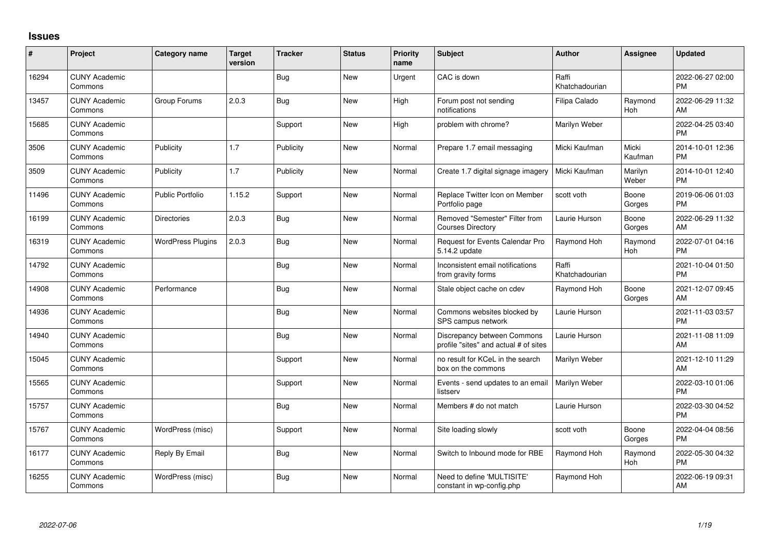## Issues

| # | Project | Category name | Target version | Tracker | Status | Priority name | Subject | Author | Assignee | Updated |
|---|---|---|---|---|---|---|---|---|---|---|
| 16294 | CUNY Academic Commons | | | Bug | New | Urgent | CAC is down | Raffi Khatchadourian | | 2022-06-27 02:00 PM |
| 13457 | CUNY Academic Commons | Group Forums | 2.0.3 | Bug | New | High | Forum post not sending notifications | Filipa Calado | Raymond Hoh | 2022-06-29 11:32 AM |
| 15685 | CUNY Academic Commons | | | Support | New | High | problem with chrome? | Marilyn Weber | | 2022-04-25 03:40 PM |
| 3506 | CUNY Academic Commons | Publicity | 1.7 | Publicity | New | Normal | Prepare 1.7 email messaging | Micki Kaufman | Micki Kaufman | 2014-10-01 12:36 PM |
| 3509 | CUNY Academic Commons | Publicity | 1.7 | Publicity | New | Normal | Create 1.7 digital signage imagery | Micki Kaufman | Marilyn Weber | 2014-10-01 12:40 PM |
| 11496 | CUNY Academic Commons | Public Portfolio | 1.15.2 | Support | New | Normal | Replace Twitter Icon on Member Portfolio page | scott voth | Boone Gorges | 2019-06-06 01:03 PM |
| 16199 | CUNY Academic Commons | Directories | 2.0.3 | Bug | New | Normal | Removed "Semester" Filter from Courses Directory | Laurie Hurson | Boone Gorges | 2022-06-29 11:32 AM |
| 16319 | CUNY Academic Commons | WordPress Plugins | 2.0.3 | Bug | New | Normal | Request for Events Calendar Pro 5.14.2 update | Raymond Hoh | Raymond Hoh | 2022-07-01 04:16 PM |
| 14792 | CUNY Academic Commons | | | Bug | New | Normal | Inconsistent email notifications from gravity forms | Raffi Khatchadourian | | 2021-10-04 01:50 PM |
| 14908 | CUNY Academic Commons | Performance | | Bug | New | Normal | Stale object cache on cdev | Raymond Hoh | Boone Gorges | 2021-12-07 09:45 AM |
| 14936 | CUNY Academic Commons | | | Bug | New | Normal | Commons websites blocked by SPS campus network | Laurie Hurson | | 2021-11-03 03:57 PM |
| 14940 | CUNY Academic Commons | | | Bug | New | Normal | Discrepancy between Commons profile "sites" and actual # of sites | Laurie Hurson | | 2021-11-08 11:09 AM |
| 15045 | CUNY Academic Commons | | | Support | New | Normal | no result for KCeL in the search box on the commons | Marilyn Weber | | 2021-12-10 11:29 AM |
| 15565 | CUNY Academic Commons | | | Support | New | Normal | Events - send updates to an email listserv | Marilyn Weber | | 2022-03-10 01:06 PM |
| 15757 | CUNY Academic Commons | | | Bug | New | Normal | Members # do not match | Laurie Hurson | | 2022-03-30 04:52 PM |
| 15767 | CUNY Academic Commons | WordPress (misc) | | Support | New | Normal | Site loading slowly | scott voth | Boone Gorges | 2022-04-04 08:56 PM |
| 16177 | CUNY Academic Commons | Reply By Email | | Bug | New | Normal | Switch to Inbound mode for RBE | Raymond Hoh | Raymond Hoh | 2022-05-30 04:32 PM |
| 16255 | CUNY Academic Commons | WordPress (misc) | | Bug | New | Normal | Need to define 'MULTISITE' constant in wp-config.php | Raymond Hoh | | 2022-06-19 09:31 AM |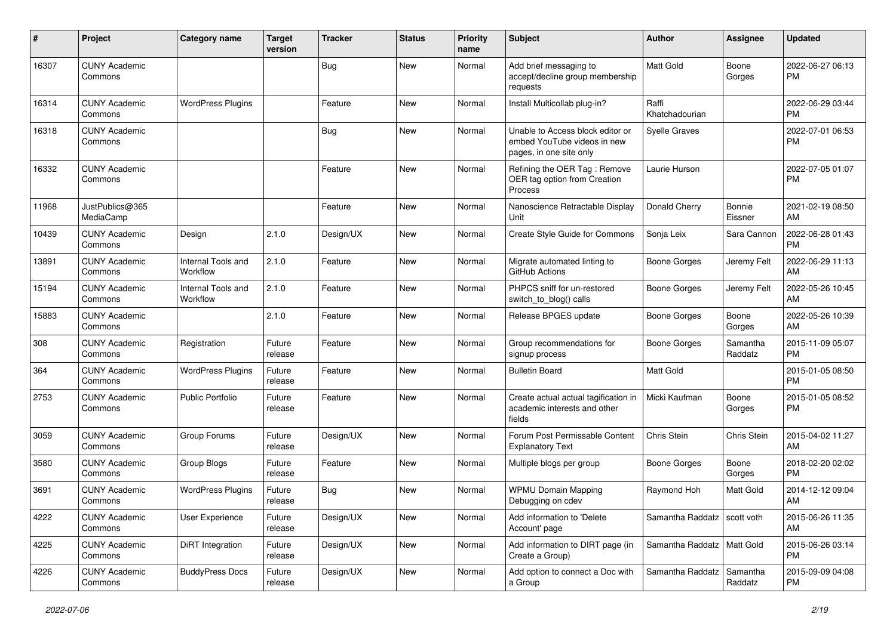| # | Project | Category name | Target version | Tracker | Status | Priority name | Subject | Author | Assignee | Updated |
|---|---|---|---|---|---|---|---|---|---|---|
| 16307 | CUNY Academic Commons | | | Bug | New | Normal | Add brief messaging to accept/decline group membership requests | Matt Gold | Boone Gorges | 2022-06-27 06:13 PM |
| 16314 | CUNY Academic Commons | WordPress Plugins | | Feature | New | Normal | Install Multicollab plug-in? | Raffi Khatchadourian | | 2022-06-29 03:44 PM |
| 16318 | CUNY Academic Commons | | | Bug | New | Normal | Unable to Access block editor or embed YouTube videos in new pages, in one site only | Syelle Graves | | 2022-07-01 06:53 PM |
| 16332 | CUNY Academic Commons | | | Feature | New | Normal | Refining the OER Tag : Remove OER tag option from Creation Process | Laurie Hurson | | 2022-07-05 01:07 PM |
| 11968 | JustPublics@365 MediaCamp | | | Feature | New | Normal | Nanoscience Retractable Display Unit | Donald Cherry | Bonnie Eissner | 2021-02-19 08:50 AM |
| 10439 | CUNY Academic Commons | Design | 2.1.0 | Design/UX | New | Normal | Create Style Guide for Commons | Sonja Leix | Sara Cannon | 2022-06-28 01:43 PM |
| 13891 | CUNY Academic Commons | Internal Tools and Workflow | 2.1.0 | Feature | New | Normal | Migrate automated linting to GitHub Actions | Boone Gorges | Jeremy Felt | 2022-06-29 11:13 AM |
| 15194 | CUNY Academic Commons | Internal Tools and Workflow | 2.1.0 | Feature | New | Normal | PHPCS sniff for un-restored switch_to_blog() calls | Boone Gorges | Jeremy Felt | 2022-05-26 10:45 AM |
| 15883 | CUNY Academic Commons | | 2.1.0 | Feature | New | Normal | Release BPGES update | Boone Gorges | Boone Gorges | 2022-05-26 10:39 AM |
| 308 | CUNY Academic Commons | Registration | Future release | Feature | New | Normal | Group recommendations for signup process | Boone Gorges | Samantha Raddatz | 2015-11-09 05:07 PM |
| 364 | CUNY Academic Commons | WordPress Plugins | Future release | Feature | New | Normal | Bulletin Board | Matt Gold | | 2015-01-05 08:50 PM |
| 2753 | CUNY Academic Commons | Public Portfolio | Future release | Feature | New | Normal | Create actual actual tagification in academic interests and other fields | Micki Kaufman | Boone Gorges | 2015-01-05 08:52 PM |
| 3059 | CUNY Academic Commons | Group Forums | Future release | Design/UX | New | Normal | Forum Post Permissable Content Explanatory Text | Chris Stein | Chris Stein | 2015-04-02 11:27 AM |
| 3580 | CUNY Academic Commons | Group Blogs | Future release | Feature | New | Normal | Multiple blogs per group | Boone Gorges | Boone Gorges | 2018-02-20 02:02 PM |
| 3691 | CUNY Academic Commons | WordPress Plugins | Future release | Bug | New | Normal | WPMU Domain Mapping Debugging on cdev | Raymond Hoh | Matt Gold | 2014-12-12 09:04 AM |
| 4222 | CUNY Academic Commons | User Experience | Future release | Design/UX | New | Normal | Add information to 'Delete Account' page | Samantha Raddatz | scott voth | 2015-06-26 11:35 AM |
| 4225 | CUNY Academic Commons | DiRT Integration | Future release | Design/UX | New | Normal | Add information to DIRT page (in Create a Group) | Samantha Raddatz | Matt Gold | 2015-06-26 03:14 PM |
| 4226 | CUNY Academic Commons | BuddyPress Docs | Future release | Design/UX | New | Normal | Add option to connect a Doc with a Group | Samantha Raddatz | Samantha Raddatz | 2015-09-09 04:08 PM |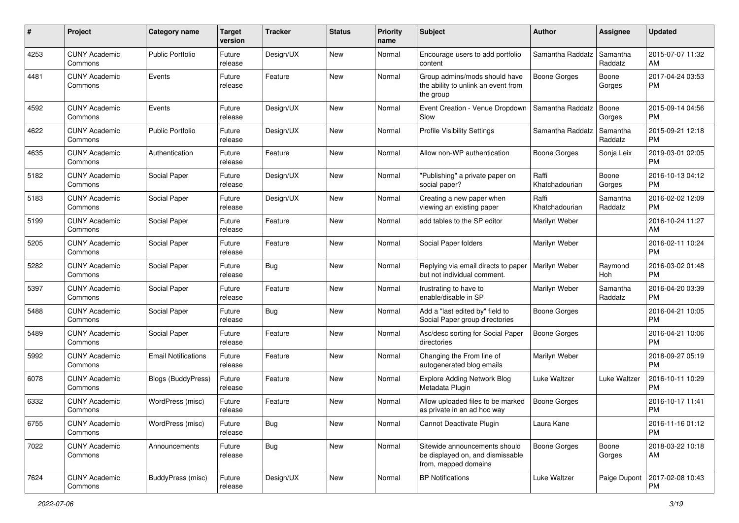| # | Project | Category name | Target version | Tracker | Status | Priority name | Subject | Author | Assignee | Updated |
|---|---|---|---|---|---|---|---|---|---|---|
| 4253 | CUNY Academic Commons | Public Portfolio | Future release | Design/UX | New | Normal | Encourage users to add portfolio content | Samantha Raddatz | Samantha Raddatz | 2015-07-07 11:32 AM |
| 4481 | CUNY Academic Commons | Events | Future release | Feature | New | Normal | Group admins/mods should have the ability to unlink an event from the group | Boone Gorges | Boone Gorges | 2017-04-24 03:53 PM |
| 4592 | CUNY Academic Commons | Events | Future release | Design/UX | New | Normal | Event Creation - Venue Dropdown Slow | Samantha Raddatz | Boone Gorges | 2015-09-14 04:56 PM |
| 4622 | CUNY Academic Commons | Public Portfolio | Future release | Design/UX | New | Normal | Profile Visibility Settings | Samantha Raddatz | Samantha Raddatz | 2015-09-21 12:18 PM |
| 4635 | CUNY Academic Commons | Authentication | Future release | Feature | New | Normal | Allow non-WP authentication | Boone Gorges | Sonja Leix | 2019-03-01 02:05 PM |
| 5182 | CUNY Academic Commons | Social Paper | Future release | Design/UX | New | Normal | "Publishing" a private paper on social paper? | Raffi Khatchadourian | Boone Gorges | 2016-10-13 04:12 PM |
| 5183 | CUNY Academic Commons | Social Paper | Future release | Design/UX | New | Normal | Creating a new paper when viewing an existing paper | Raffi Khatchadourian | Samantha Raddatz | 2016-02-02 12:09 PM |
| 5199 | CUNY Academic Commons | Social Paper | Future release | Feature | New | Normal | add tables to the SP editor | Marilyn Weber | | 2016-10-24 11:27 AM |
| 5205 | CUNY Academic Commons | Social Paper | Future release | Feature | New | Normal | Social Paper folders | Marilyn Weber | | 2016-02-11 10:24 PM |
| 5282 | CUNY Academic Commons | Social Paper | Future release | Bug | New | Normal | Replying via email directs to paper but not individual comment. | Marilyn Weber | Raymond Hoh | 2016-03-02 01:48 PM |
| 5397 | CUNY Academic Commons | Social Paper | Future release | Feature | New | Normal | frustrating to have to enable/disable in SP | Marilyn Weber | Samantha Raddatz | 2016-04-20 03:39 PM |
| 5488 | CUNY Academic Commons | Social Paper | Future release | Bug | New | Normal | Add a "last edited by" field to Social Paper group directories | Boone Gorges | | 2016-04-21 10:05 PM |
| 5489 | CUNY Academic Commons | Social Paper | Future release | Feature | New | Normal | Asc/desc sorting for Social Paper directories | Boone Gorges | | 2016-04-21 10:06 PM |
| 5992 | CUNY Academic Commons | Email Notifications | Future release | Feature | New | Normal | Changing the From line of autogenerated blog emails | Marilyn Weber | | 2018-09-27 05:19 PM |
| 6078 | CUNY Academic Commons | Blogs (BuddyPress) | Future release | Feature | New | Normal | Explore Adding Network Blog Metadata Plugin | Luke Waltzer | Luke Waltzer | 2016-10-11 10:29 PM |
| 6332 | CUNY Academic Commons | WordPress (misc) | Future release | Feature | New | Normal | Allow uploaded files to be marked as private in an ad hoc way | Boone Gorges | | 2016-10-17 11:41 PM |
| 6755 | CUNY Academic Commons | WordPress (misc) | Future release | Bug | New | Normal | Cannot Deactivate Plugin | Laura Kane | | 2016-11-16 01:12 PM |
| 7022 | CUNY Academic Commons | Announcements | Future release | Bug | New | Normal | Sitewide announcements should be displayed on, and dismissable from, mapped domains | Boone Gorges | Boone Gorges | 2018-03-22 10:18 AM |
| 7624 | CUNY Academic Commons | BuddyPress (misc) | Future release | Design/UX | New | Normal | BP Notifications | Luke Waltzer | Paige Dupont | 2017-02-08 10:43 PM |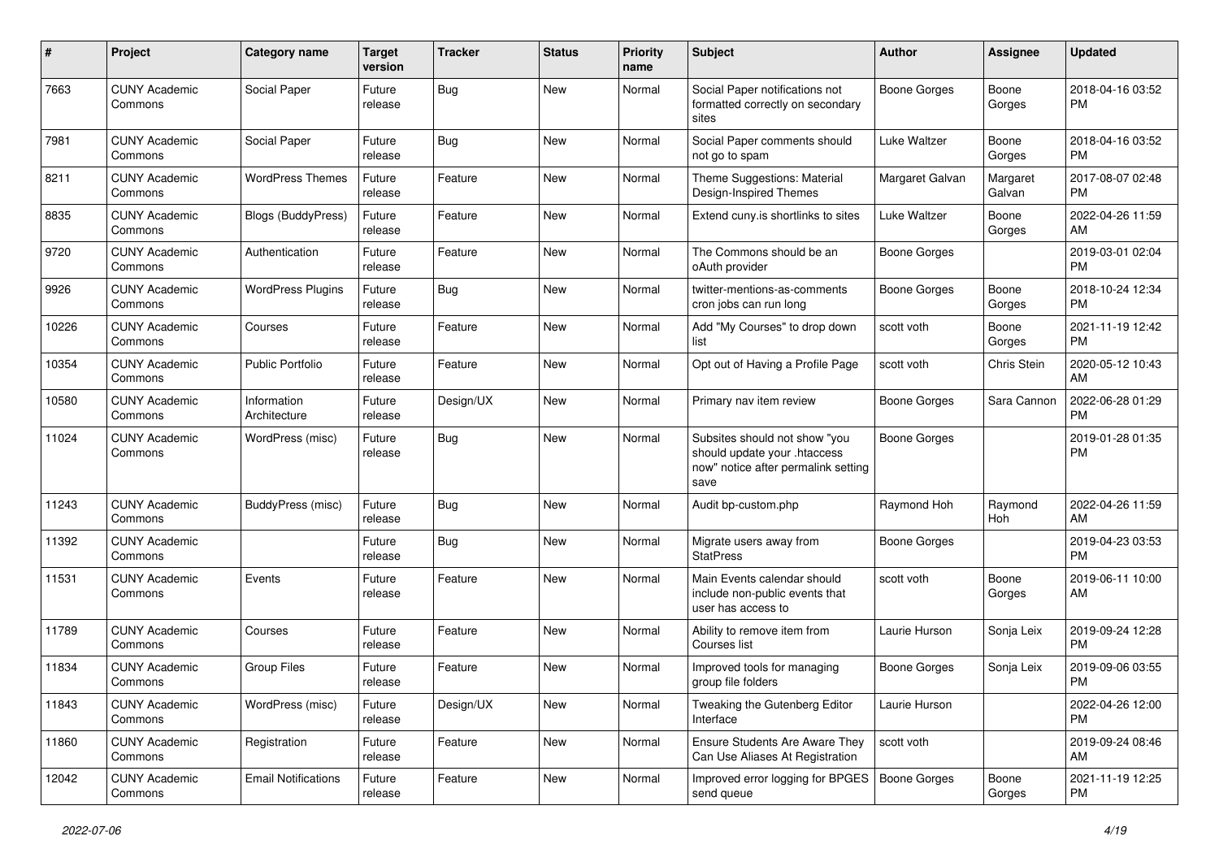| # | Project | Category name | Target version | Tracker | Status | Priority name | Subject | Author | Assignee | Updated |
|---|---|---|---|---|---|---|---|---|---|---|
| 7663 | CUNY Academic Commons | Social Paper | Future release | Bug | New | Normal | Social Paper notifications not formatted correctly on secondary sites | Boone Gorges | Boone Gorges | 2018-04-16 03:52 PM |
| 7981 | CUNY Academic Commons | Social Paper | Future release | Bug | New | Normal | Social Paper comments should not go to spam | Luke Waltzer | Boone Gorges | 2018-04-16 03:52 PM |
| 8211 | CUNY Academic Commons | WordPress Themes | Future release | Feature | New | Normal | Theme Suggestions: Material Design-Inspired Themes | Margaret Galvan | Margaret Galvan | 2017-08-07 02:48 PM |
| 8835 | CUNY Academic Commons | Blogs (BuddyPress) | Future release | Feature | New | Normal | Extend cuny.is shortlinks to sites | Luke Waltzer | Boone Gorges | 2022-04-26 11:59 AM |
| 9720 | CUNY Academic Commons | Authentication | Future release | Feature | New | Normal | The Commons should be an oAuth provider | Boone Gorges | | 2019-03-01 02:04 PM |
| 9926 | CUNY Academic Commons | WordPress Plugins | Future release | Bug | New | Normal | twitter-mentions-as-comments cron jobs can run long | Boone Gorges | Boone Gorges | 2018-10-24 12:34 PM |
| 10226 | CUNY Academic Commons | Courses | Future release | Feature | New | Normal | Add "My Courses" to drop down list | scott voth | Boone Gorges | 2021-11-19 12:42 PM |
| 10354 | CUNY Academic Commons | Public Portfolio | Future release | Feature | New | Normal | Opt out of Having a Profile Page | scott voth | Chris Stein | 2020-05-12 10:43 AM |
| 10580 | CUNY Academic Commons | Information Architecture | Future release | Design/UX | New | Normal | Primary nav item review | Boone Gorges | Sara Cannon | 2022-06-28 01:29 PM |
| 11024 | CUNY Academic Commons | WordPress (misc) | Future release | Bug | New | Normal | Subsites should not show "you should update your .htaccess now" notice after permalink setting save | Boone Gorges | | 2019-01-28 01:35 PM |
| 11243 | CUNY Academic Commons | BuddyPress (misc) | Future release | Bug | New | Normal | Audit bp-custom.php | Raymond Hoh | Raymond Hoh | 2022-04-26 11:59 AM |
| 11392 | CUNY Academic Commons | | Future release | Bug | New | Normal | Migrate users away from StatPress | Boone Gorges | | 2019-04-23 03:53 PM |
| 11531 | CUNY Academic Commons | Events | Future release | Feature | New | Normal | Main Events calendar should include non-public events that user has access to | scott voth | Boone Gorges | 2019-06-11 10:00 AM |
| 11789 | CUNY Academic Commons | Courses | Future release | Feature | New | Normal | Ability to remove item from Courses list | Laurie Hurson | Sonja Leix | 2019-09-24 12:28 PM |
| 11834 | CUNY Academic Commons | Group Files | Future release | Feature | New | Normal | Improved tools for managing group file folders | Boone Gorges | Sonja Leix | 2019-09-06 03:55 PM |
| 11843 | CUNY Academic Commons | WordPress (misc) | Future release | Design/UX | New | Normal | Tweaking the Gutenberg Editor Interface | Laurie Hurson | | 2022-04-26 12:00 PM |
| 11860 | CUNY Academic Commons | Registration | Future release | Feature | New | Normal | Ensure Students Are Aware They Can Use Aliases At Registration | scott voth | | 2019-09-24 08:46 AM |
| 12042 | CUNY Academic Commons | Email Notifications | Future release | Feature | New | Normal | Improved error logging for BPGES send queue | Boone Gorges | Boone Gorges | 2021-11-19 12:25 PM |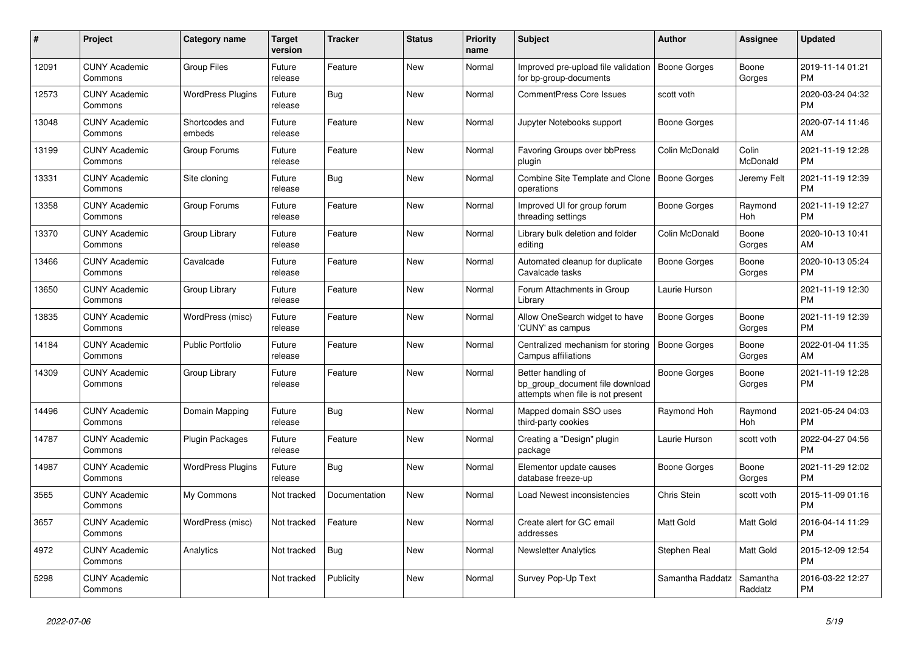| # | Project | Category name | Target version | Tracker | Status | Priority name | Subject | Author | Assignee | Updated |
|---|---|---|---|---|---|---|---|---|---|---|
| 12091 | CUNY Academic Commons | Group Files | Future release | Feature | New | Normal | Improved pre-upload file validation for bp-group-documents | Boone Gorges | Boone Gorges | 2019-11-14 01:21 PM |
| 12573 | CUNY Academic Commons | WordPress Plugins | Future release | Bug | New | Normal | CommentPress Core Issues | scott voth | | 2020-03-24 04:32 PM |
| 13048 | CUNY Academic Commons | Shortcodes and embeds | Future release | Feature | New | Normal | Jupyter Notebooks support | Boone Gorges | | 2020-07-14 11:46 AM |
| 13199 | CUNY Academic Commons | Group Forums | Future release | Feature | New | Normal | Favoring Groups over bbPress plugin | Colin McDonald | Colin McDonald | 2021-11-19 12:28 PM |
| 13331 | CUNY Academic Commons | Site cloning | Future release | Bug | New | Normal | Combine Site Template and Clone operations | Boone Gorges | Jeremy Felt | 2021-11-19 12:39 PM |
| 13358 | CUNY Academic Commons | Group Forums | Future release | Feature | New | Normal | Improved UI for group forum threading settings | Boone Gorges | Raymond Hoh | 2021-11-19 12:27 PM |
| 13370 | CUNY Academic Commons | Group Library | Future release | Feature | New | Normal | Library bulk deletion and folder editing | Colin McDonald | Boone Gorges | 2020-10-13 10:41 AM |
| 13466 | CUNY Academic Commons | Cavalcade | Future release | Feature | New | Normal | Automated cleanup for duplicate Cavalcade tasks | Boone Gorges | Boone Gorges | 2020-10-13 05:24 PM |
| 13650 | CUNY Academic Commons | Group Library | Future release | Feature | New | Normal | Forum Attachments in Group Library | Laurie Hurson | | 2021-11-19 12:30 PM |
| 13835 | CUNY Academic Commons | WordPress (misc) | Future release | Feature | New | Normal | Allow OneSearch widget to have 'CUNY' as campus | Boone Gorges | Boone Gorges | 2021-11-19 12:39 PM |
| 14184 | CUNY Academic Commons | Public Portfolio | Future release | Feature | New | Normal | Centralized mechanism for storing Campus affiliations | Boone Gorges | Boone Gorges | 2022-01-04 11:35 AM |
| 14309 | CUNY Academic Commons | Group Library | Future release | Feature | New | Normal | Better handling of bp_group_document file download attempts when file is not present | Boone Gorges | Boone Gorges | 2021-11-19 12:28 PM |
| 14496 | CUNY Academic Commons | Domain Mapping | Future release | Bug | New | Normal | Mapped domain SSO uses third-party cookies | Raymond Hoh | Raymond Hoh | 2021-05-24 04:03 PM |
| 14787 | CUNY Academic Commons | Plugin Packages | Future release | Feature | New | Normal | Creating a "Design" plugin package | Laurie Hurson | scott voth | 2022-04-27 04:56 PM |
| 14987 | CUNY Academic Commons | WordPress Plugins | Future release | Bug | New | Normal | Elementor update causes database freeze-up | Boone Gorges | Boone Gorges | 2021-11-29 12:02 PM |
| 3565 | CUNY Academic Commons | My Commons | Not tracked | Documentation | New | Normal | Load Newest inconsistencies | Chris Stein | scott voth | 2015-11-09 01:16 PM |
| 3657 | CUNY Academic Commons | WordPress (misc) | Not tracked | Feature | New | Normal | Create alert for GC email addresses | Matt Gold | Matt Gold | 2016-04-14 11:29 PM |
| 4972 | CUNY Academic Commons | Analytics | Not tracked | Bug | New | Normal | Newsletter Analytics | Stephen Real | Matt Gold | 2015-12-09 12:54 PM |
| 5298 | CUNY Academic Commons | | Not tracked | Publicity | New | Normal | Survey Pop-Up Text | Samantha Raddatz | Samantha Raddatz | 2016-03-22 12:27 PM |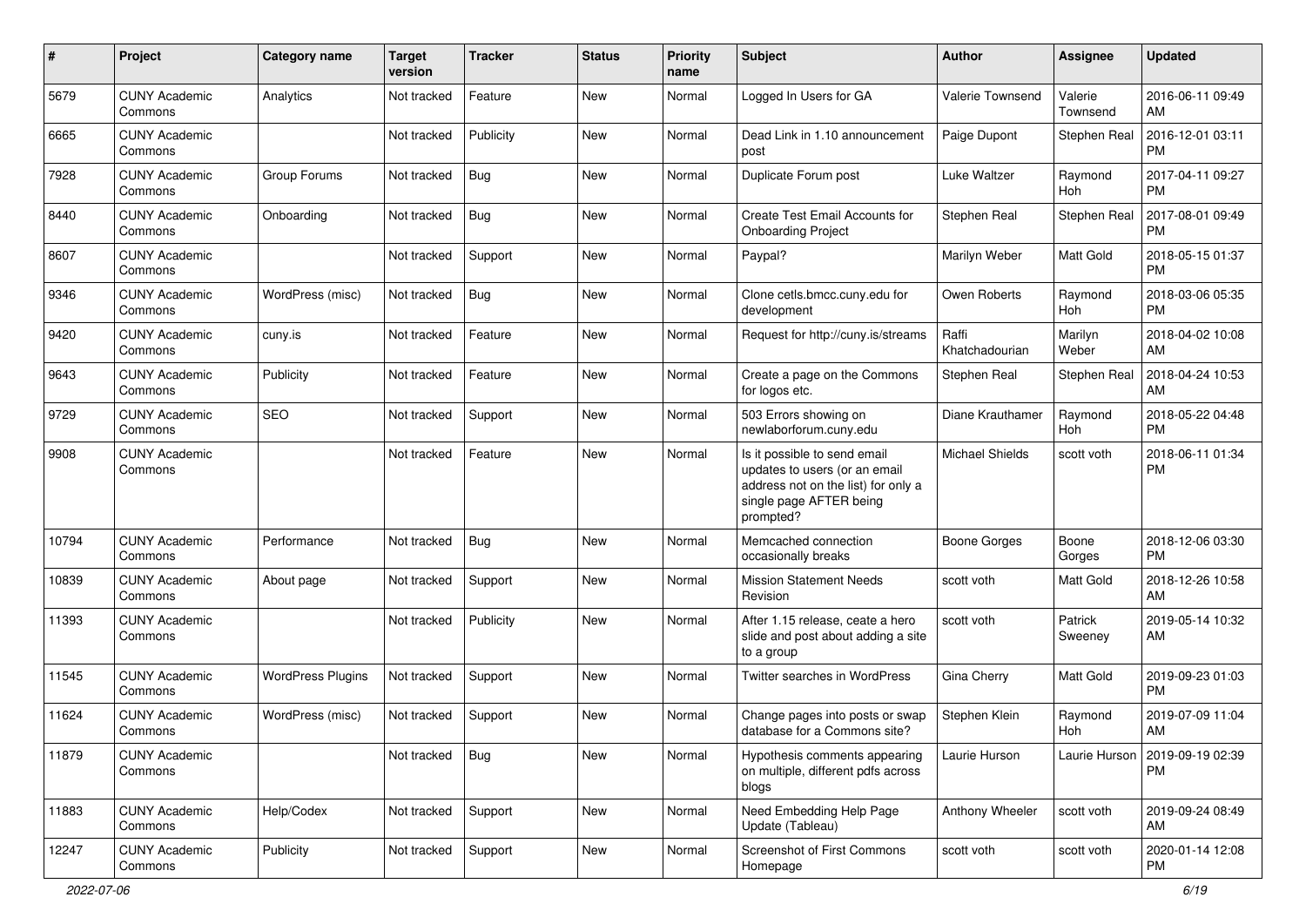| # | Project | Category name | Target version | Tracker | Status | Priority name | Subject | Author | Assignee | Updated |
|---|---|---|---|---|---|---|---|---|---|---|
| 5679 | CUNY Academic Commons | Analytics | Not tracked | Feature | New | Normal | Logged In Users for GA | Valerie Townsend | Valerie Townsend | 2016-06-11 09:49 AM |
| 6665 | CUNY Academic Commons | | Not tracked | Publicity | New | Normal | Dead Link in 1.10 announcement post | Paige Dupont | Stephen Real | 2016-12-01 03:11 PM |
| 7928 | CUNY Academic Commons | Group Forums | Not tracked | Bug | New | Normal | Duplicate Forum post | Luke Waltzer | Raymond Hoh | 2017-04-11 09:27 PM |
| 8440 | CUNY Academic Commons | Onboarding | Not tracked | Bug | New | Normal | Create Test Email Accounts for Onboarding Project | Stephen Real | Stephen Real | 2017-08-01 09:49 PM |
| 8607 | CUNY Academic Commons | | Not tracked | Support | New | Normal | Paypal? | Marilyn Weber | Matt Gold | 2018-05-15 01:37 PM |
| 9346 | CUNY Academic Commons | WordPress (misc) | Not tracked | Bug | New | Normal | Clone cetls.bmcc.cuny.edu for development | Owen Roberts | Raymond Hoh | 2018-03-06 05:35 PM |
| 9420 | CUNY Academic Commons | cuny.is | Not tracked | Feature | New | Normal | Request for http://cuny.is/streams | Raffi Khatchadourian | Marilyn Weber | 2018-04-02 10:08 AM |
| 9643 | CUNY Academic Commons | Publicity | Not tracked | Feature | New | Normal | Create a page on the Commons for logos etc. | Stephen Real | Stephen Real | 2018-04-24 10:53 AM |
| 9729 | CUNY Academic Commons | SEO | Not tracked | Support | New | Normal | 503 Errors showing on newlaborforum.cuny.edu | Diane Krauthamer | Raymond Hoh | 2018-05-22 04:48 PM |
| 9908 | CUNY Academic Commons | | Not tracked | Feature | New | Normal | Is it possible to send email updates to users (or an email address not on the list) for only a single page AFTER being prompted? | Michael Shields | scott voth | 2018-06-11 01:34 PM |
| 10794 | CUNY Academic Commons | Performance | Not tracked | Bug | New | Normal | Memcached connection occasionally breaks | Boone Gorges | Boone Gorges | 2018-12-06 03:30 PM |
| 10839 | CUNY Academic Commons | About page | Not tracked | Support | New | Normal | Mission Statement Needs Revision | scott voth | Matt Gold | 2018-12-26 10:58 AM |
| 11393 | CUNY Academic Commons | | Not tracked | Publicity | New | Normal | After 1.15 release, ceate a hero slide and post about adding a site to a group | scott voth | Patrick Sweeney | 2019-05-14 10:32 AM |
| 11545 | CUNY Academic Commons | WordPress Plugins | Not tracked | Support | New | Normal | Twitter searches in WordPress | Gina Cherry | Matt Gold | 2019-09-23 01:03 PM |
| 11624 | CUNY Academic Commons | WordPress (misc) | Not tracked | Support | New | Normal | Change pages into posts or swap database for a Commons site? | Stephen Klein | Raymond Hoh | 2019-07-09 11:04 AM |
| 11879 | CUNY Academic Commons | | Not tracked | Bug | New | Normal | Hypothesis comments appearing on multiple, different pdfs across blogs | Laurie Hurson | Laurie Hurson | 2019-09-19 02:39 PM |
| 11883 | CUNY Academic Commons | Help/Codex | Not tracked | Support | New | Normal | Need Embedding Help Page Update (Tableau) | Anthony Wheeler | scott voth | 2019-09-24 08:49 AM |
| 12247 | CUNY Academic Commons | Publicity | Not tracked | Support | New | Normal | Screenshot of First Commons Homepage | scott voth | scott voth | 2020-01-14 12:08 PM |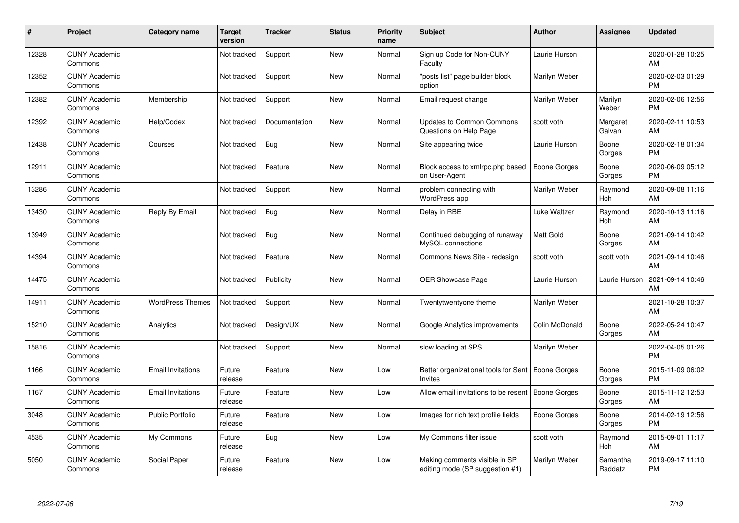| # | Project | Category name | Target version | Tracker | Status | Priority name | Subject | Author | Assignee | Updated |
|---|---|---|---|---|---|---|---|---|---|---|
| 12328 | CUNY Academic Commons | | Not tracked | Support | New | Normal | Sign up Code for Non-CUNY Faculty | Laurie Hurson | | 2020-01-28 10:25 AM |
| 12352 | CUNY Academic Commons | | Not tracked | Support | New | Normal | "posts list" page builder block option | Marilyn Weber | | 2020-02-03 01:29 PM |
| 12382 | CUNY Academic Commons | Membership | Not tracked | Support | New | Normal | Email request change | Marilyn Weber | Marilyn Weber | 2020-02-06 12:56 PM |
| 12392 | CUNY Academic Commons | Help/Codex | Not tracked | Documentation | New | Normal | Updates to Common Commons Questions on Help Page | scott voth | Margaret Galvan | 2020-02-11 10:53 AM |
| 12438 | CUNY Academic Commons | Courses | Not tracked | Bug | New | Normal | Site appearing twice | Laurie Hurson | Boone Gorges | 2020-02-18 01:34 PM |
| 12911 | CUNY Academic Commons | | Not tracked | Feature | New | Normal | Block access to xmlrpc.php based on User-Agent | Boone Gorges | Boone Gorges | 2020-06-09 05:12 PM |
| 13286 | CUNY Academic Commons | | Not tracked | Support | New | Normal | problem connecting with WordPress app | Marilyn Weber | Raymond Hoh | 2020-09-08 11:16 AM |
| 13430 | CUNY Academic Commons | Reply By Email | Not tracked | Bug | New | Normal | Delay in RBE | Luke Waltzer | Raymond Hoh | 2020-10-13 11:16 AM |
| 13949 | CUNY Academic Commons | | Not tracked | Bug | New | Normal | Continued debugging of runaway MySQL connections | Matt Gold | Boone Gorges | 2021-09-14 10:42 AM |
| 14394 | CUNY Academic Commons | | Not tracked | Feature | New | Normal | Commons News Site - redesign | scott voth | scott voth | 2021-09-14 10:46 AM |
| 14475 | CUNY Academic Commons | | Not tracked | Publicity | New | Normal | OER Showcase Page | Laurie Hurson | Laurie Hurson | 2021-09-14 10:46 AM |
| 14911 | CUNY Academic Commons | WordPress Themes | Not tracked | Support | New | Normal | Twentytwentyone theme | Marilyn Weber | | 2021-10-28 10:37 AM |
| 15210 | CUNY Academic Commons | Analytics | Not tracked | Design/UX | New | Normal | Google Analytics improvements | Colin McDonald | Boone Gorges | 2022-05-24 10:47 AM |
| 15816 | CUNY Academic Commons | | Not tracked | Support | New | Normal | slow loading at SPS | Marilyn Weber | | 2022-04-05 01:26 PM |
| 1166 | CUNY Academic Commons | Email Invitations | Future release | Feature | New | Low | Better organizational tools for Sent Invites | Boone Gorges | Boone Gorges | 2015-11-09 06:02 PM |
| 1167 | CUNY Academic Commons | Email Invitations | Future release | Feature | New | Low | Allow email invitations to be resent | Boone Gorges | Boone Gorges | 2015-11-12 12:53 AM |
| 3048 | CUNY Academic Commons | Public Portfolio | Future release | Feature | New | Low | Images for rich text profile fields | Boone Gorges | Boone Gorges | 2014-02-19 12:56 PM |
| 4535 | CUNY Academic Commons | My Commons | Future release | Bug | New | Low | My Commons filter issue | scott voth | Raymond Hoh | 2015-09-01 11:17 AM |
| 5050 | CUNY Academic Commons | Social Paper | Future release | Feature | New | Low | Making comments visible in SP editing mode (SP suggestion #1) | Marilyn Weber | Samantha Raddatz | 2019-09-17 11:10 PM |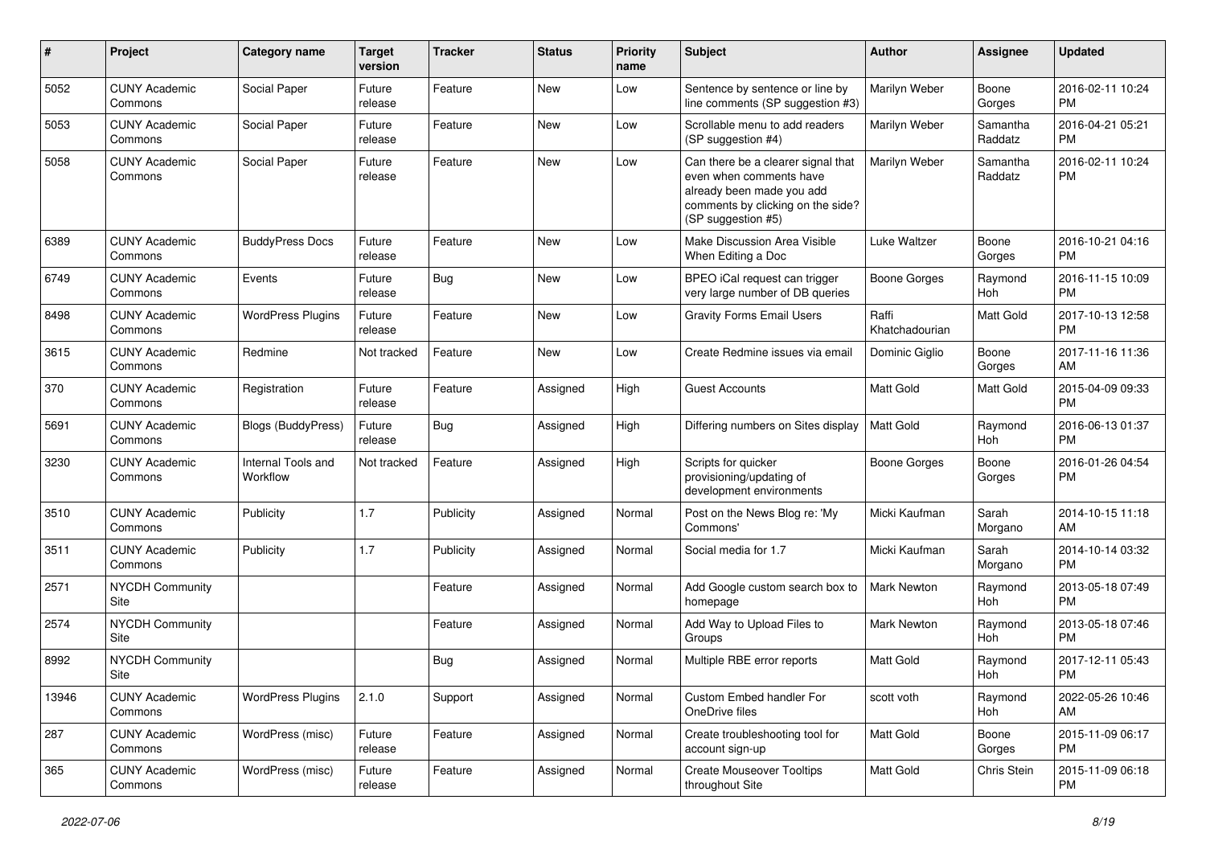| # | Project | Category name | Target version | Tracker | Status | Priority name | Subject | Author | Assignee | Updated |
|---|---|---|---|---|---|---|---|---|---|---|
| 5052 | CUNY Academic Commons | Social Paper | Future release | Feature | New | Low | Sentence by sentence or line by line comments (SP suggestion #3) | Marilyn Weber | Boone Gorges | 2016-02-11 10:24 PM |
| 5053 | CUNY Academic Commons | Social Paper | Future release | Feature | New | Low | Scrollable menu to add readers (SP suggestion #4) | Marilyn Weber | Samantha Raddatz | 2016-04-21 05:21 PM |
| 5058 | CUNY Academic Commons | Social Paper | Future release | Feature | New | Low | Can there be a clearer signal that even when comments have already been made you add comments by clicking on the side? (SP suggestion #5) | Marilyn Weber | Samantha Raddatz | 2016-02-11 10:24 PM |
| 6389 | CUNY Academic Commons | BuddyPress Docs | Future release | Feature | New | Low | Make Discussion Area Visible When Editing a Doc | Luke Waltzer | Boone Gorges | 2016-10-21 04:16 PM |
| 6749 | CUNY Academic Commons | Events | Future release | Bug | New | Low | BPEO iCal request can trigger very large number of DB queries | Boone Gorges | Raymond Hoh | 2016-11-15 10:09 PM |
| 8498 | CUNY Academic Commons | WordPress Plugins | Future release | Feature | New | Low | Gravity Forms Email Users | Raffi Khatchadourian | Matt Gold | 2017-10-13 12:58 PM |
| 3615 | CUNY Academic Commons | Redmine | Not tracked | Feature | New | Low | Create Redmine issues via email | Dominic Giglio | Boone Gorges | 2017-11-16 11:36 AM |
| 370 | CUNY Academic Commons | Registration | Future release | Feature | Assigned | High | Guest Accounts | Matt Gold | Matt Gold | 2015-04-09 09:33 PM |
| 5691 | CUNY Academic Commons | Blogs (BuddyPress) | Future release | Bug | Assigned | High | Differing numbers on Sites display | Matt Gold | Raymond Hoh | 2016-06-13 01:37 PM |
| 3230 | CUNY Academic Commons | Internal Tools and Workflow | Not tracked | Feature | Assigned | High | Scripts for quicker provisioning/updating of development environments | Boone Gorges | Boone Gorges | 2016-01-26 04:54 PM |
| 3510 | CUNY Academic Commons | Publicity | 1.7 | Publicity | Assigned | Normal | Post on the News Blog re: 'My Commons' | Micki Kaufman | Sarah Morgano | 2014-10-15 11:18 AM |
| 3511 | CUNY Academic Commons | Publicity | 1.7 | Publicity | Assigned | Normal | Social media for 1.7 | Micki Kaufman | Sarah Morgano | 2014-10-14 03:32 PM |
| 2571 | NYCDH Community Site | | | Feature | Assigned | Normal | Add Google custom search box to homepage | Mark Newton | Raymond Hoh | 2013-05-18 07:49 PM |
| 2574 | NYCDH Community Site | | | Feature | Assigned | Normal | Add Way to Upload Files to Groups | Mark Newton | Raymond Hoh | 2013-05-18 07:46 PM |
| 8992 | NYCDH Community Site | | | Bug | Assigned | Normal | Multiple RBE error reports | Matt Gold | Raymond Hoh | 2017-12-11 05:43 PM |
| 13946 | CUNY Academic Commons | WordPress Plugins | 2.1.0 | Support | Assigned | Normal | Custom Embed handler For OneDrive files | scott voth | Raymond Hoh | 2022-05-26 10:46 AM |
| 287 | CUNY Academic Commons | WordPress (misc) | Future release | Feature | Assigned | Normal | Create troubleshooting tool for account sign-up | Matt Gold | Boone Gorges | 2015-11-09 06:17 PM |
| 365 | CUNY Academic Commons | WordPress (misc) | Future release | Feature | Assigned | Normal | Create Mouseover Tooltips throughout Site | Matt Gold | Chris Stein | 2015-11-09 06:18 PM |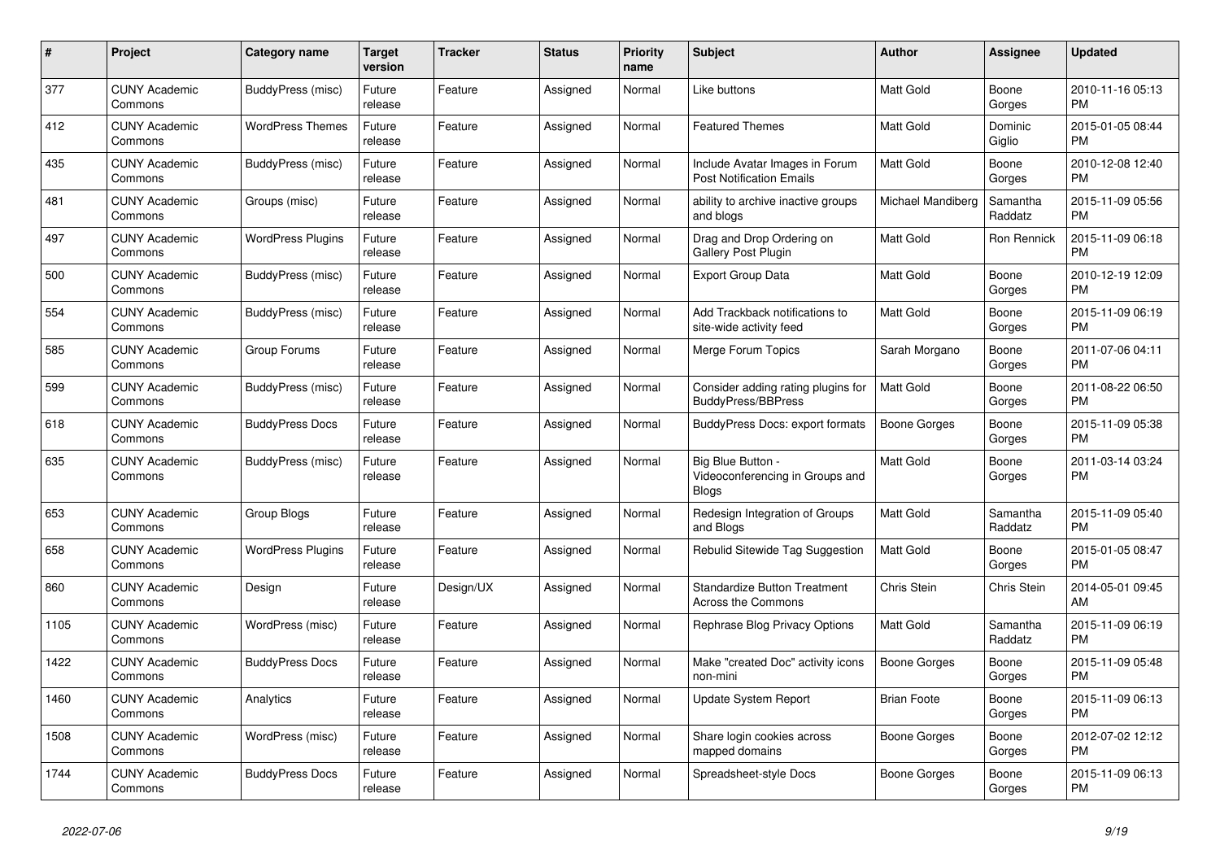| # | Project | Category name | Target version | Tracker | Status | Priority name | Subject | Author | Assignee | Updated |
|---|---|---|---|---|---|---|---|---|---|---|
| 377 | CUNY Academic Commons | BuddyPress (misc) | Future release | Feature | Assigned | Normal | Like buttons | Matt Gold | Boone Gorges | 2010-11-16 05:13 PM |
| 412 | CUNY Academic Commons | WordPress Themes | Future release | Feature | Assigned | Normal | Featured Themes | Matt Gold | Dominic Giglio | 2015-01-05 08:44 PM |
| 435 | CUNY Academic Commons | BuddyPress (misc) | Future release | Feature | Assigned | Normal | Include Avatar Images in Forum Post Notification Emails | Matt Gold | Boone Gorges | 2010-12-08 12:40 PM |
| 481 | CUNY Academic Commons | Groups (misc) | Future release | Feature | Assigned | Normal | ability to archive inactive groups and blogs | Michael Mandiberg | Samantha Raddatz | 2015-11-09 05:56 PM |
| 497 | CUNY Academic Commons | WordPress Plugins | Future release | Feature | Assigned | Normal | Drag and Drop Ordering on Gallery Post Plugin | Matt Gold | Ron Rennick | 2015-11-09 06:18 PM |
| 500 | CUNY Academic Commons | BuddyPress (misc) | Future release | Feature | Assigned | Normal | Export Group Data | Matt Gold | Boone Gorges | 2010-12-19 12:09 PM |
| 554 | CUNY Academic Commons | BuddyPress (misc) | Future release | Feature | Assigned | Normal | Add Trackback notifications to site-wide activity feed | Matt Gold | Boone Gorges | 2015-11-09 06:19 PM |
| 585 | CUNY Academic Commons | Group Forums | Future release | Feature | Assigned | Normal | Merge Forum Topics | Sarah Morgano | Boone Gorges | 2011-07-06 04:11 PM |
| 599 | CUNY Academic Commons | BuddyPress (misc) | Future release | Feature | Assigned | Normal | Consider adding rating plugins for BuddyPress/BBPress | Matt Gold | Boone Gorges | 2011-08-22 06:50 PM |
| 618 | CUNY Academic Commons | BuddyPress Docs | Future release | Feature | Assigned | Normal | BuddyPress Docs: export formats | Boone Gorges | Boone Gorges | 2015-11-09 05:38 PM |
| 635 | CUNY Academic Commons | BuddyPress (misc) | Future release | Feature | Assigned | Normal | Big Blue Button - Videoconferencing in Groups and Blogs | Matt Gold | Boone Gorges | 2011-03-14 03:24 PM |
| 653 | CUNY Academic Commons | Group Blogs | Future release | Feature | Assigned | Normal | Redesign Integration of Groups and Blogs | Matt Gold | Samantha Raddatz | 2015-11-09 05:40 PM |
| 658 | CUNY Academic Commons | WordPress Plugins | Future release | Feature | Assigned | Normal | Rebulid Sitewide Tag Suggestion | Matt Gold | Boone Gorges | 2015-01-05 08:47 PM |
| 860 | CUNY Academic Commons | Design | Future release | Design/UX | Assigned | Normal | Standardize Button Treatment Across the Commons | Chris Stein | Chris Stein | 2014-05-01 09:45 AM |
| 1105 | CUNY Academic Commons | WordPress (misc) | Future release | Feature | Assigned | Normal | Rephrase Blog Privacy Options | Matt Gold | Samantha Raddatz | 2015-11-09 06:19 PM |
| 1422 | CUNY Academic Commons | BuddyPress Docs | Future release | Feature | Assigned | Normal | Make "created Doc" activity icons non-mini | Boone Gorges | Boone Gorges | 2015-11-09 05:48 PM |
| 1460 | CUNY Academic Commons | Analytics | Future release | Feature | Assigned | Normal | Update System Report | Brian Foote | Boone Gorges | 2015-11-09 06:13 PM |
| 1508 | CUNY Academic Commons | WordPress (misc) | Future release | Feature | Assigned | Normal | Share login cookies across mapped domains | Boone Gorges | Boone Gorges | 2012-07-02 12:12 PM |
| 1744 | CUNY Academic Commons | BuddyPress Docs | Future release | Feature | Assigned | Normal | Spreadsheet-style Docs | Boone Gorges | Boone Gorges | 2015-11-09 06:13 PM |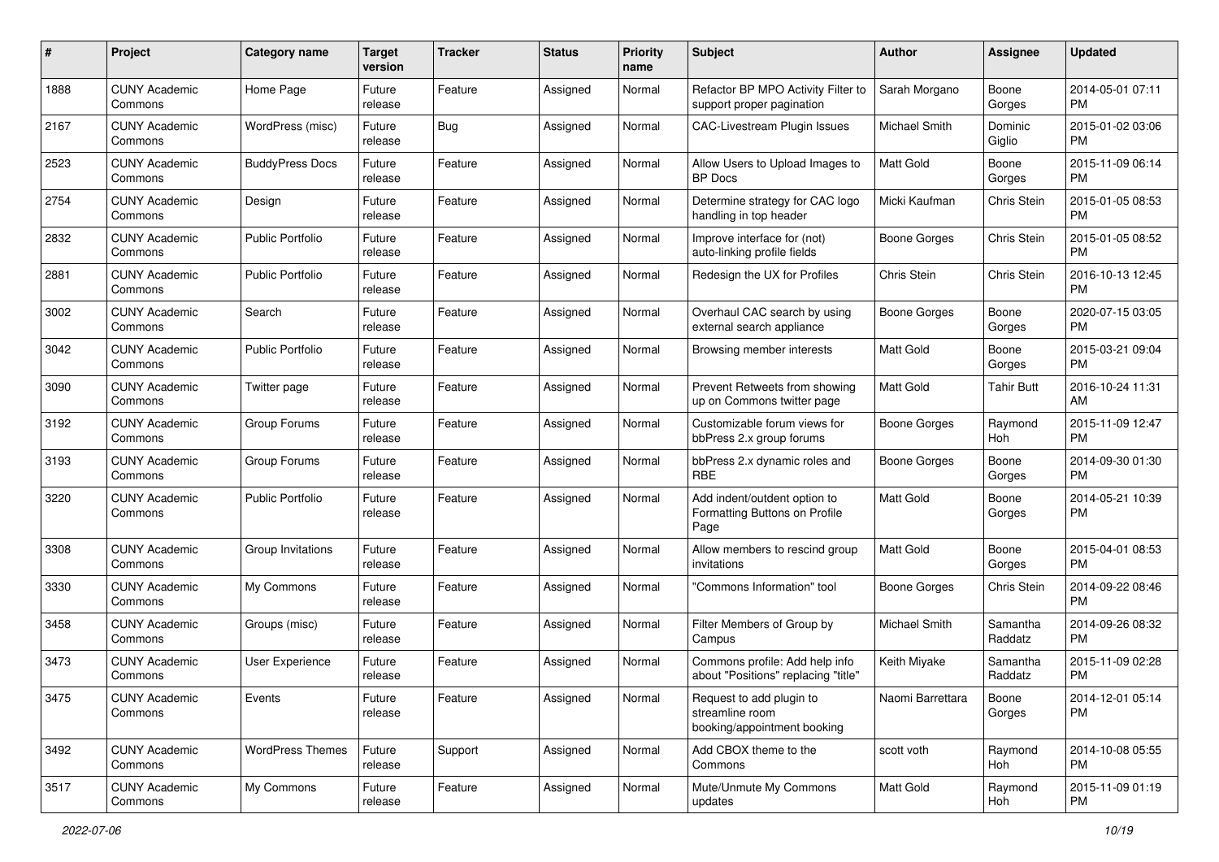| # | Project | Category name | Target version | Tracker | Status | Priority name | Subject | Author | Assignee | Updated |
|---|---|---|---|---|---|---|---|---|---|---|
| 1888 | CUNY Academic Commons | Home Page | Future release | Feature | Assigned | Normal | Refactor BP MPO Activity Filter to support proper pagination | Sarah Morgano | Boone Gorges | 2014-05-01 07:11 PM |
| 2167 | CUNY Academic Commons | WordPress (misc) | Future release | Bug | Assigned | Normal | CAC-Livestream Plugin Issues | Michael Smith | Dominic Giglio | 2015-01-02 03:06 PM |
| 2523 | CUNY Academic Commons | BuddyPress Docs | Future release | Feature | Assigned | Normal | Allow Users to Upload Images to BP Docs | Matt Gold | Boone Gorges | 2015-11-09 06:14 PM |
| 2754 | CUNY Academic Commons | Design | Future release | Feature | Assigned | Normal | Determine strategy for CAC logo handling in top header | Micki Kaufman | Chris Stein | 2015-01-05 08:53 PM |
| 2832 | CUNY Academic Commons | Public Portfolio | Future release | Feature | Assigned | Normal | Improve interface for (not) auto-linking profile fields | Boone Gorges | Chris Stein | 2015-01-05 08:52 PM |
| 2881 | CUNY Academic Commons | Public Portfolio | Future release | Feature | Assigned | Normal | Redesign the UX for Profiles | Chris Stein | Chris Stein | 2016-10-13 12:45 PM |
| 3002 | CUNY Academic Commons | Search | Future release | Feature | Assigned | Normal | Overhaul CAC search by using external search appliance | Boone Gorges | Boone Gorges | 2020-07-15 03:05 PM |
| 3042 | CUNY Academic Commons | Public Portfolio | Future release | Feature | Assigned | Normal | Browsing member interests | Matt Gold | Boone Gorges | 2015-03-21 09:04 PM |
| 3090 | CUNY Academic Commons | Twitter page | Future release | Feature | Assigned | Normal | Prevent Retweets from showing up on Commons twitter page | Matt Gold | Tahir Butt | 2016-10-24 11:31 AM |
| 3192 | CUNY Academic Commons | Group Forums | Future release | Feature | Assigned | Normal | Customizable forum views for bbPress 2.x group forums | Boone Gorges | Raymond Hoh | 2015-11-09 12:47 PM |
| 3193 | CUNY Academic Commons | Group Forums | Future release | Feature | Assigned | Normal | bbPress 2.x dynamic roles and RBE | Boone Gorges | Boone Gorges | 2014-09-30 01:30 PM |
| 3220 | CUNY Academic Commons | Public Portfolio | Future release | Feature | Assigned | Normal | Add indent/outdent option to Formatting Buttons on Profile Page | Matt Gold | Boone Gorges | 2014-05-21 10:39 PM |
| 3308 | CUNY Academic Commons | Group Invitations | Future release | Feature | Assigned | Normal | Allow members to rescind group invitations | Matt Gold | Boone Gorges | 2015-04-01 08:53 PM |
| 3330 | CUNY Academic Commons | My Commons | Future release | Feature | Assigned | Normal | "Commons Information" tool | Boone Gorges | Chris Stein | 2014-09-22 08:46 PM |
| 3458 | CUNY Academic Commons | Groups (misc) | Future release | Feature | Assigned | Normal | Filter Members of Group by Campus | Michael Smith | Samantha Raddatz | 2014-09-26 08:32 PM |
| 3473 | CUNY Academic Commons | User Experience | Future release | Feature | Assigned | Normal | Commons profile: Add help info about "Positions" replacing "title" | Keith Miyake | Samantha Raddatz | 2015-11-09 02:28 PM |
| 3475 | CUNY Academic Commons | Events | Future release | Feature | Assigned | Normal | Request to add plugin to streamline room booking/appointment booking | Naomi Barrettara | Boone Gorges | 2014-12-01 05:14 PM |
| 3492 | CUNY Academic Commons | WordPress Themes | Future release | Support | Assigned | Normal | Add CBOX theme to the Commons | scott voth | Raymond Hoh | 2014-10-08 05:55 PM |
| 3517 | CUNY Academic Commons | My Commons | Future release | Feature | Assigned | Normal | Mute/Unmute My Commons updates | Matt Gold | Raymond Hoh | 2015-11-09 01:19 PM |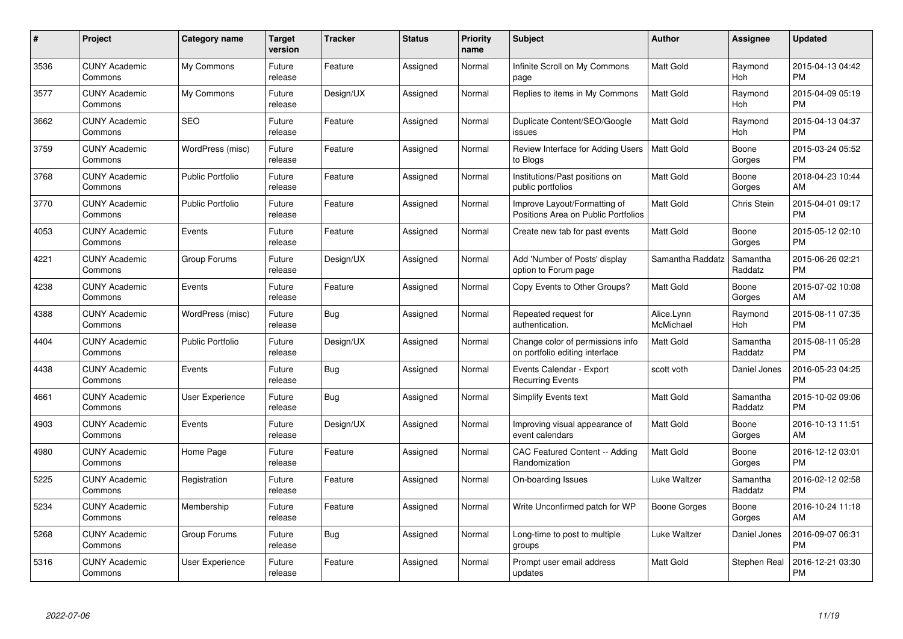| # | Project | Category name | Target version | Tracker | Status | Priority name | Subject | Author | Assignee | Updated |
|---|---|---|---|---|---|---|---|---|---|---|
| 3536 | CUNY Academic Commons | My Commons | Future release | Feature | Assigned | Normal | Infinite Scroll on My Commons page | Matt Gold | Raymond Hoh | 2015-04-13 04:42 PM |
| 3577 | CUNY Academic Commons | My Commons | Future release | Design/UX | Assigned | Normal | Replies to items in My Commons | Matt Gold | Raymond Hoh | 2015-04-09 05:19 PM |
| 3662 | CUNY Academic Commons | SEO | Future release | Feature | Assigned | Normal | Duplicate Content/SEO/Google issues | Matt Gold | Raymond Hoh | 2015-04-13 04:37 PM |
| 3759 | CUNY Academic Commons | WordPress (misc) | Future release | Feature | Assigned | Normal | Review Interface for Adding Users to Blogs | Matt Gold | Boone Gorges | 2015-03-24 05:52 PM |
| 3768 | CUNY Academic Commons | Public Portfolio | Future release | Feature | Assigned | Normal | Institutions/Past positions on public portfolios | Matt Gold | Boone Gorges | 2018-04-23 10:44 AM |
| 3770 | CUNY Academic Commons | Public Portfolio | Future release | Feature | Assigned | Normal | Improve Layout/Formatting of Positions Area on Public Portfolios | Matt Gold | Chris Stein | 2015-04-01 09:17 PM |
| 4053 | CUNY Academic Commons | Events | Future release | Feature | Assigned | Normal | Create new tab for past events | Matt Gold | Boone Gorges | 2015-05-12 02:10 PM |
| 4221 | CUNY Academic Commons | Group Forums | Future release | Design/UX | Assigned | Normal | Add 'Number of Posts' display option to Forum page | Samantha Raddatz | Samantha Raddatz | 2015-06-26 02:21 PM |
| 4238 | CUNY Academic Commons | Events | Future release | Feature | Assigned | Normal | Copy Events to Other Groups? | Matt Gold | Boone Gorges | 2015-07-02 10:08 AM |
| 4388 | CUNY Academic Commons | WordPress (misc) | Future release | Bug | Assigned | Normal | Repeated request for authentication. | Alice.Lynn McMichael | Raymond Hoh | 2015-08-11 07:35 PM |
| 4404 | CUNY Academic Commons | Public Portfolio | Future release | Design/UX | Assigned | Normal | Change color of permissions info on portfolio editing interface | Matt Gold | Samantha Raddatz | 2015-08-11 05:28 PM |
| 4438 | CUNY Academic Commons | Events | Future release | Bug | Assigned | Normal | Events Calendar - Export Recurring Events | scott voth | Daniel Jones | 2016-05-23 04:25 PM |
| 4661 | CUNY Academic Commons | User Experience | Future release | Bug | Assigned | Normal | Simplify Events text | Matt Gold | Samantha Raddatz | 2015-10-02 09:06 PM |
| 4903 | CUNY Academic Commons | Events | Future release | Design/UX | Assigned | Normal | Improving visual appearance of event calendars | Matt Gold | Boone Gorges | 2016-10-13 11:51 AM |
| 4980 | CUNY Academic Commons | Home Page | Future release | Feature | Assigned | Normal | CAC Featured Content -- Adding Randomization | Matt Gold | Boone Gorges | 2016-12-12 03:01 PM |
| 5225 | CUNY Academic Commons | Registration | Future release | Feature | Assigned | Normal | On-boarding Issues | Luke Waltzer | Samantha Raddatz | 2016-02-12 02:58 PM |
| 5234 | CUNY Academic Commons | Membership | Future release | Feature | Assigned | Normal | Write Unconfirmed patch for WP | Boone Gorges | Boone Gorges | 2016-10-24 11:18 AM |
| 5268 | CUNY Academic Commons | Group Forums | Future release | Bug | Assigned | Normal | Long-time to post to multiple groups | Luke Waltzer | Daniel Jones | 2016-09-07 06:31 PM |
| 5316 | CUNY Academic Commons | User Experience | Future release | Feature | Assigned | Normal | Prompt user email address updates | Matt Gold | Stephen Real | 2016-12-21 03:30 PM |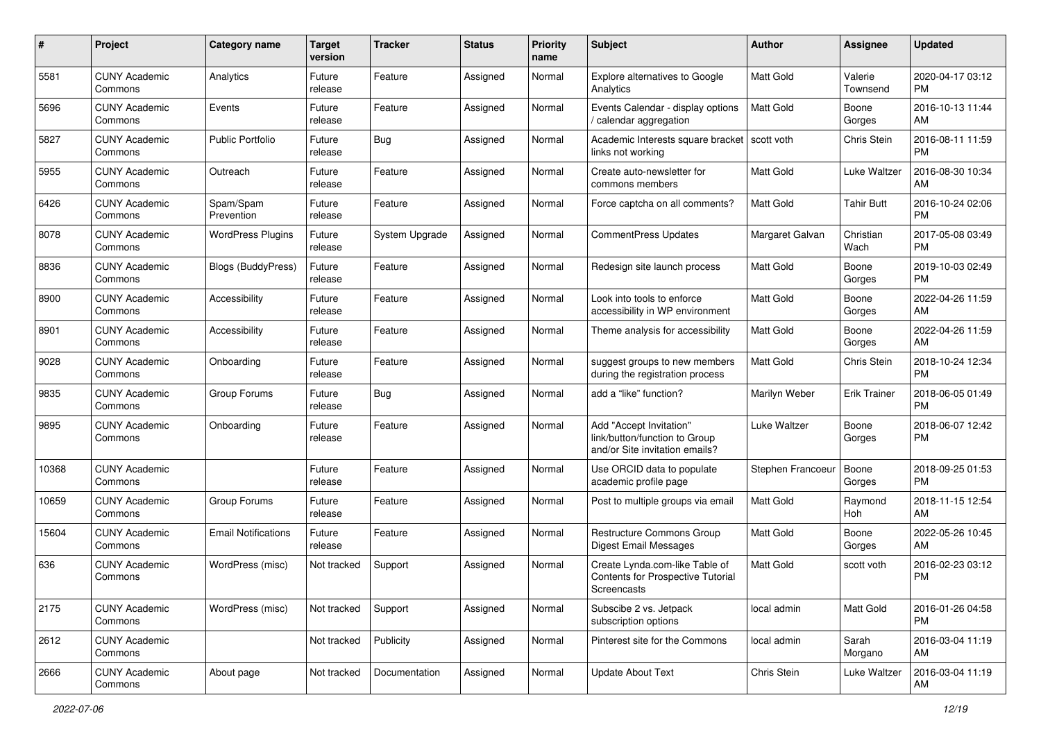| # | Project | Category name | Target version | Tracker | Status | Priority name | Subject | Author | Assignee | Updated |
|---|---|---|---|---|---|---|---|---|---|---|
| 5581 | CUNY Academic Commons | Analytics | Future release | Feature | Assigned | Normal | Explore alternatives to Google Analytics | Matt Gold | Valerie Townsend | 2020-04-17 03:12 PM |
| 5696 | CUNY Academic Commons | Events | Future release | Feature | Assigned | Normal | Events Calendar - display options / calendar aggregation | Matt Gold | Boone Gorges | 2016-10-13 11:44 AM |
| 5827 | CUNY Academic Commons | Public Portfolio | Future release | Bug | Assigned | Normal | Academic Interests square bracket links not working | scott voth | Chris Stein | 2016-08-11 11:59 PM |
| 5955 | CUNY Academic Commons | Outreach | Future release | Feature | Assigned | Normal | Create auto-newsletter for commons members | Matt Gold | Luke Waltzer | 2016-08-30 10:34 AM |
| 6426 | CUNY Academic Commons | Spam/Spam Prevention | Future release | Feature | Assigned | Normal | Force captcha on all comments? | Matt Gold | Tahir Butt | 2016-10-24 02:06 PM |
| 8078 | CUNY Academic Commons | WordPress Plugins | Future release | System Upgrade | Assigned | Normal | CommentPress Updates | Margaret Galvan | Christian Wach | 2017-05-08 03:49 PM |
| 8836 | CUNY Academic Commons | Blogs (BuddyPress) | Future release | Feature | Assigned | Normal | Redesign site launch process | Matt Gold | Boone Gorges | 2019-10-03 02:49 PM |
| 8900 | CUNY Academic Commons | Accessibility | Future release | Feature | Assigned | Normal | Look into tools to enforce accessibility in WP environment | Matt Gold | Boone Gorges | 2022-04-26 11:59 AM |
| 8901 | CUNY Academic Commons | Accessibility | Future release | Feature | Assigned | Normal | Theme analysis for accessibility | Matt Gold | Boone Gorges | 2022-04-26 11:59 AM |
| 9028 | CUNY Academic Commons | Onboarding | Future release | Feature | Assigned | Normal | suggest groups to new members during the registration process | Matt Gold | Chris Stein | 2018-10-24 12:34 PM |
| 9835 | CUNY Academic Commons | Group Forums | Future release | Bug | Assigned | Normal | add a "like" function? | Marilyn Weber | Erik Trainer | 2018-06-05 01:49 PM |
| 9895 | CUNY Academic Commons | Onboarding | Future release | Feature | Assigned | Normal | Add "Accept Invitation" link/button/function to Group and/or Site invitation emails? | Luke Waltzer | Boone Gorges | 2018-06-07 12:42 PM |
| 10368 | CUNY Academic Commons | | Future release | Feature | Assigned | Normal | Use ORCID data to populate academic profile page | Stephen Francoeur | Boone Gorges | 2018-09-25 01:53 PM |
| 10659 | CUNY Academic Commons | Group Forums | Future release | Feature | Assigned | Normal | Post to multiple groups via email | Matt Gold | Raymond Hoh | 2018-11-15 12:54 AM |
| 15604 | CUNY Academic Commons | Email Notifications | Future release | Feature | Assigned | Normal | Restructure Commons Group Digest Email Messages | Matt Gold | Boone Gorges | 2022-05-26 10:45 AM |
| 636 | CUNY Academic Commons | WordPress (misc) | Not tracked | Support | Assigned | Normal | Create Lynda.com-like Table of Contents for Prospective Tutorial Screencasts | Matt Gold | scott voth | 2016-02-23 03:12 PM |
| 2175 | CUNY Academic Commons | WordPress (misc) | Not tracked | Support | Assigned | Normal | Subscibe 2 vs. Jetpack subscription options | local admin | Matt Gold | 2016-01-26 04:58 PM |
| 2612 | CUNY Academic Commons | | Not tracked | Publicity | Assigned | Normal | Pinterest site for the Commons | local admin | Sarah Morgano | 2016-03-04 11:19 AM |
| 2666 | CUNY Academic Commons | About page | Not tracked | Documentation | Assigned | Normal | Update About Text | Chris Stein | Luke Waltzer | 2016-03-04 11:19 AM |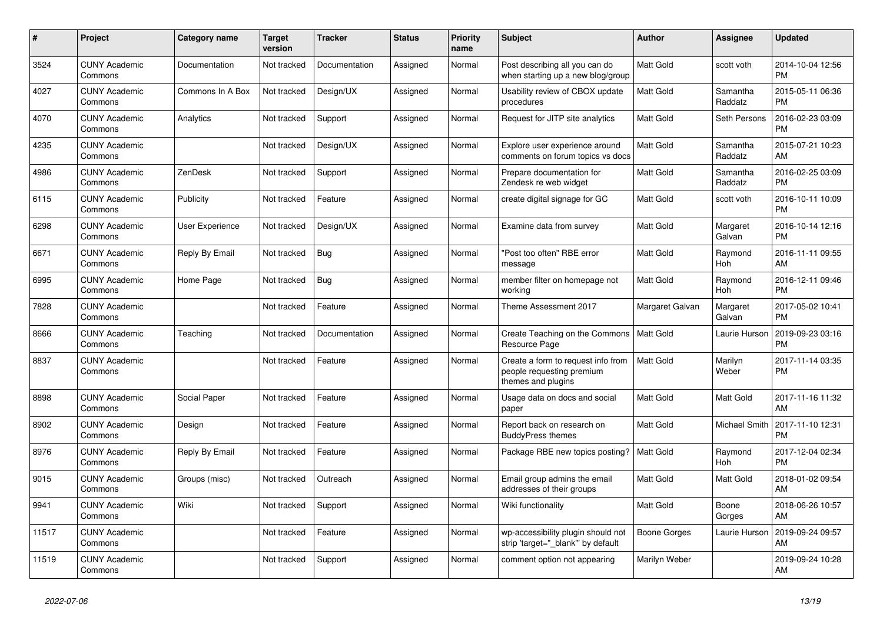| # | Project | Category name | Target version | Tracker | Status | Priority name | Subject | Author | Assignee | Updated |
|---|---|---|---|---|---|---|---|---|---|---|
| 3524 | CUNY Academic Commons | Documentation | Not tracked | Documentation | Assigned | Normal | Post describing all you can do when starting up a new blog/group | Matt Gold | scott voth | 2014-10-04 12:56 PM |
| 4027 | CUNY Academic Commons | Commons In A Box | Not tracked | Design/UX | Assigned | Normal | Usability review of CBOX update procedures | Matt Gold | Samantha Raddatz | 2015-05-11 06:36 PM |
| 4070 | CUNY Academic Commons | Analytics | Not tracked | Support | Assigned | Normal | Request for JITP site analytics | Matt Gold | Seth Persons | 2016-02-23 03:09 PM |
| 4235 | CUNY Academic Commons | | Not tracked | Design/UX | Assigned | Normal | Explore user experience around comments on forum topics vs docs | Matt Gold | Samantha Raddatz | 2015-07-21 10:23 AM |
| 4986 | CUNY Academic Commons | ZenDesk | Not tracked | Support | Assigned | Normal | Prepare documentation for Zendesk re web widget | Matt Gold | Samantha Raddatz | 2016-02-25 03:09 PM |
| 6115 | CUNY Academic Commons | Publicity | Not tracked | Feature | Assigned | Normal | create digital signage for GC | Matt Gold | scott voth | 2016-10-11 10:09 PM |
| 6298 | CUNY Academic Commons | User Experience | Not tracked | Design/UX | Assigned | Normal | Examine data from survey | Matt Gold | Margaret Galvan | 2016-10-14 12:16 PM |
| 6671 | CUNY Academic Commons | Reply By Email | Not tracked | Bug | Assigned | Normal | "Post too often" RBE error message | Matt Gold | Raymond Hoh | 2016-11-11 09:55 AM |
| 6995 | CUNY Academic Commons | Home Page | Not tracked | Bug | Assigned | Normal | member filter on homepage not working | Matt Gold | Raymond Hoh | 2016-12-11 09:46 PM |
| 7828 | CUNY Academic Commons | | Not tracked | Feature | Assigned | Normal | Theme Assessment 2017 | Margaret Galvan | Margaret Galvan | 2017-05-02 10:41 PM |
| 8666 | CUNY Academic Commons | Teaching | Not tracked | Documentation | Assigned | Normal | Create Teaching on the Commons Resource Page | Matt Gold | Laurie Hurson | 2019-09-23 03:16 PM |
| 8837 | CUNY Academic Commons | | Not tracked | Feature | Assigned | Normal | Create a form to request info from people requesting premium themes and plugins | Matt Gold | Marilyn Weber | 2017-11-14 03:35 PM |
| 8898 | CUNY Academic Commons | Social Paper | Not tracked | Feature | Assigned | Normal | Usage data on docs and social paper | Matt Gold | Matt Gold | 2017-11-16 11:32 AM |
| 8902 | CUNY Academic Commons | Design | Not tracked | Feature | Assigned | Normal | Report back on research on BuddyPress themes | Matt Gold | Michael Smith | 2017-11-10 12:31 PM |
| 8976 | CUNY Academic Commons | Reply By Email | Not tracked | Feature | Assigned | Normal | Package RBE new topics posting? | Matt Gold | Raymond Hoh | 2017-12-04 02:34 PM |
| 9015 | CUNY Academic Commons | Groups (misc) | Not tracked | Outreach | Assigned | Normal | Email group admins the email addresses of their groups | Matt Gold | Matt Gold | 2018-01-02 09:54 AM |
| 9941 | CUNY Academic Commons | Wiki | Not tracked | Support | Assigned | Normal | Wiki functionality | Matt Gold | Boone Gorges | 2018-06-26 10:57 AM |
| 11517 | CUNY Academic Commons | | Not tracked | Feature | Assigned | Normal | wp-accessibility plugin should not strip 'target="_blank"' by default | Boone Gorges | Laurie Hurson | 2019-09-24 09:57 AM |
| 11519 | CUNY Academic Commons | | Not tracked | Support | Assigned | Normal | comment option not appearing | Marilyn Weber | | 2019-09-24 10:28 AM |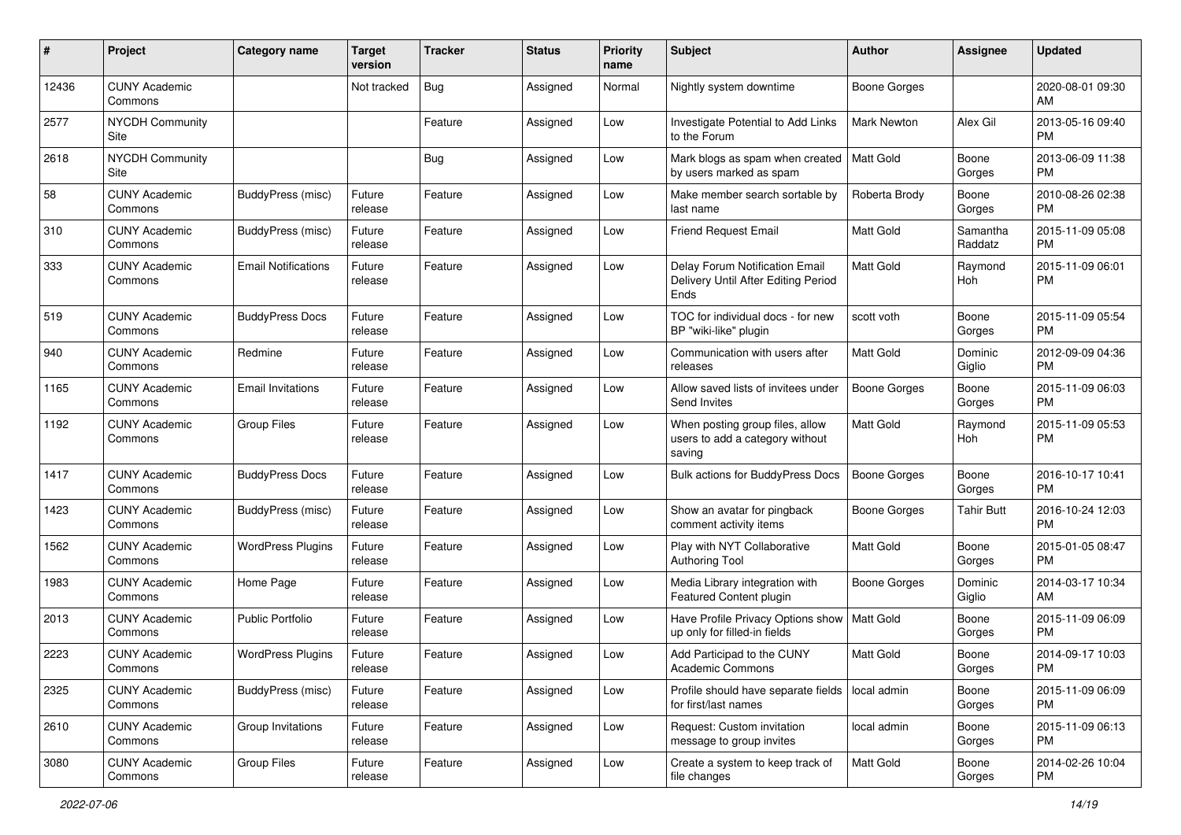| # | Project | Category name | Target version | Tracker | Status | Priority name | Subject | Author | Assignee | Updated |
|---|---|---|---|---|---|---|---|---|---|---|
| 12436 | CUNY Academic Commons | | Not tracked | Bug | Assigned | Normal | Nightly system downtime | Boone Gorges | | 2020-08-01 09:30 AM |
| 2577 | NYCDH Community Site | | | Feature | Assigned | Low | Investigate Potential to Add Links to the Forum | Mark Newton | Alex Gil | 2013-05-16 09:40 PM |
| 2618 | NYCDH Community Site | | | Bug | Assigned | Low | Mark blogs as spam when created by users marked as spam | Matt Gold | Boone Gorges | 2013-06-09 11:38 PM |
| 58 | CUNY Academic Commons | BuddyPress (misc) | Future release | Feature | Assigned | Low | Make member search sortable by last name | Roberta Brody | Boone Gorges | 2010-08-26 02:38 PM |
| 310 | CUNY Academic Commons | BuddyPress (misc) | Future release | Feature | Assigned | Low | Friend Request Email | Matt Gold | Samantha Raddatz | 2015-11-09 05:08 PM |
| 333 | CUNY Academic Commons | Email Notifications | Future release | Feature | Assigned | Low | Delay Forum Notification Email Delivery Until After Editing Period Ends | Matt Gold | Raymond Hoh | 2015-11-09 06:01 PM |
| 519 | CUNY Academic Commons | BuddyPress Docs | Future release | Feature | Assigned | Low | TOC for individual docs - for new BP "wiki-like" plugin | scott voth | Boone Gorges | 2015-11-09 05:54 PM |
| 940 | CUNY Academic Commons | Redmine | Future release | Feature | Assigned | Low | Communication with users after releases | Matt Gold | Dominic Giglio | 2012-09-09 04:36 PM |
| 1165 | CUNY Academic Commons | Email Invitations | Future release | Feature | Assigned | Low | Allow saved lists of invitees under Send Invites | Boone Gorges | Boone Gorges | 2015-11-09 06:03 PM |
| 1192 | CUNY Academic Commons | Group Files | Future release | Feature | Assigned | Low | When posting group files, allow users to add a category without saving | Matt Gold | Raymond Hoh | 2015-11-09 05:53 PM |
| 1417 | CUNY Academic Commons | BuddyPress Docs | Future release | Feature | Assigned | Low | Bulk actions for BuddyPress Docs | Boone Gorges | Boone Gorges | 2016-10-17 10:41 PM |
| 1423 | CUNY Academic Commons | BuddyPress (misc) | Future release | Feature | Assigned | Low | Show an avatar for pingback comment activity items | Boone Gorges | Tahir Butt | 2016-10-24 12:03 PM |
| 1562 | CUNY Academic Commons | WordPress Plugins | Future release | Feature | Assigned | Low | Play with NYT Collaborative Authoring Tool | Matt Gold | Boone Gorges | 2015-01-05 08:47 PM |
| 1983 | CUNY Academic Commons | Home Page | Future release | Feature | Assigned | Low | Media Library integration with Featured Content plugin | Boone Gorges | Dominic Giglio | 2014-03-17 10:34 AM |
| 2013 | CUNY Academic Commons | Public Portfolio | Future release | Feature | Assigned | Low | Have Profile Privacy Options show up only for filled-in fields | Matt Gold | Boone Gorges | 2015-11-09 06:09 PM |
| 2223 | CUNY Academic Commons | WordPress Plugins | Future release | Feature | Assigned | Low | Add Participad to the CUNY Academic Commons | Matt Gold | Boone Gorges | 2014-09-17 10:03 PM |
| 2325 | CUNY Academic Commons | BuddyPress (misc) | Future release | Feature | Assigned | Low | Profile should have separate fields for first/last names | local admin | Boone Gorges | 2015-11-09 06:09 PM |
| 2610 | CUNY Academic Commons | Group Invitations | Future release | Feature | Assigned | Low | Request: Custom invitation message to group invites | local admin | Boone Gorges | 2015-11-09 06:13 PM |
| 3080 | CUNY Academic Commons | Group Files | Future release | Feature | Assigned | Low | Create a system to keep track of file changes | Matt Gold | Boone Gorges | 2014-02-26 10:04 PM |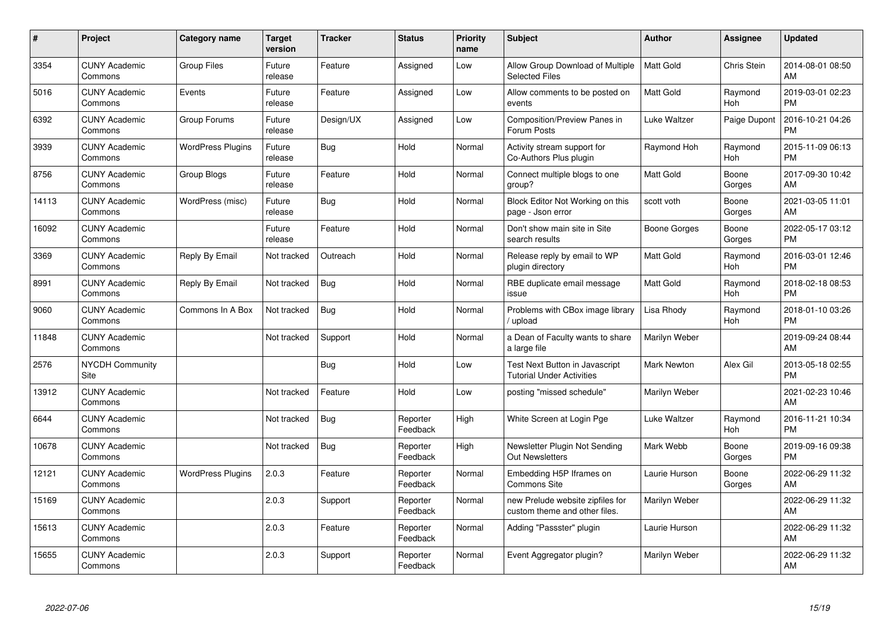| # | Project | Category name | Target version | Tracker | Status | Priority name | Subject | Author | Assignee | Updated |
|---|---|---|---|---|---|---|---|---|---|---|
| 3354 | CUNY Academic Commons | Group Files | Future release | Feature | Assigned | Low | Allow Group Download of Multiple Selected Files | Matt Gold | Chris Stein | 2014-08-01 08:50 AM |
| 5016 | CUNY Academic Commons | Events | Future release | Feature | Assigned | Low | Allow comments to be posted on events | Matt Gold | Raymond Hoh | 2019-03-01 02:23 PM |
| 6392 | CUNY Academic Commons | Group Forums | Future release | Design/UX | Assigned | Low | Composition/Preview Panes in Forum Posts | Luke Waltzer | Paige Dupont | 2016-10-21 04:26 PM |
| 3939 | CUNY Academic Commons | WordPress Plugins | Future release | Bug | Hold | Normal | Activity stream support for Co-Authors Plus plugin | Raymond Hoh | Raymond Hoh | 2015-11-09 06:13 PM |
| 8756 | CUNY Academic Commons | Group Blogs | Future release | Feature | Hold | Normal | Connect multiple blogs to one group? | Matt Gold | Boone Gorges | 2017-09-30 10:42 AM |
| 14113 | CUNY Academic Commons | WordPress (misc) | Future release | Bug | Hold | Normal | Block Editor Not Working on this page - Json error | scott voth | Boone Gorges | 2021-03-05 11:01 AM |
| 16092 | CUNY Academic Commons | | Future release | Feature | Hold | Normal | Don't show main site in Site search results | Boone Gorges | Boone Gorges | 2022-05-17 03:12 PM |
| 3369 | CUNY Academic Commons | Reply By Email | Not tracked | Outreach | Hold | Normal | Release reply by email to WP plugin directory | Matt Gold | Raymond Hoh | 2016-03-01 12:46 PM |
| 8991 | CUNY Academic Commons | Reply By Email | Not tracked | Bug | Hold | Normal | RBE duplicate email message issue | Matt Gold | Raymond Hoh | 2018-02-18 08:53 PM |
| 9060 | CUNY Academic Commons | Commons In A Box | Not tracked | Bug | Hold | Normal | Problems with CBox image library / upload | Lisa Rhody | Raymond Hoh | 2018-01-10 03:26 PM |
| 11848 | CUNY Academic Commons | | Not tracked | Support | Hold | Normal | a Dean of Faculty wants to share a large file | Marilyn Weber | | 2019-09-24 08:44 AM |
| 2576 | NYCDH Community Site | | | Bug | Hold | Low | Test Next Button in Javascript Tutorial Under Activities | Mark Newton | Alex Gil | 2013-05-18 02:55 PM |
| 13912 | CUNY Academic Commons | | Not tracked | Feature | Hold | Low | posting "missed schedule" | Marilyn Weber | | 2021-02-23 10:46 AM |
| 6644 | CUNY Academic Commons | | Not tracked | Bug | Reporter Feedback | High | White Screen at Login Pge | Luke Waltzer | Raymond Hoh | 2016-11-21 10:34 PM |
| 10678 | CUNY Academic Commons | | Not tracked | Bug | Reporter Feedback | High | Newsletter Plugin Not Sending Out Newsletters | Mark Webb | Boone Gorges | 2019-09-16 09:38 PM |
| 12121 | CUNY Academic Commons | WordPress Plugins | 2.0.3 | Feature | Reporter Feedback | Normal | Embedding H5P Iframes on Commons Site | Laurie Hurson | Boone Gorges | 2022-06-29 11:32 AM |
| 15169 | CUNY Academic Commons | | 2.0.3 | Support | Reporter Feedback | Normal | new Prelude website zipfiles for custom theme and other files. | Marilyn Weber | | 2022-06-29 11:32 AM |
| 15613 | CUNY Academic Commons | | 2.0.3 | Feature | Reporter Feedback | Normal | Adding "Passster" plugin | Laurie Hurson | | 2022-06-29 11:32 AM |
| 15655 | CUNY Academic Commons | | 2.0.3 | Support | Reporter Feedback | Normal | Event Aggregator plugin? | Marilyn Weber | | 2022-06-29 11:32 AM |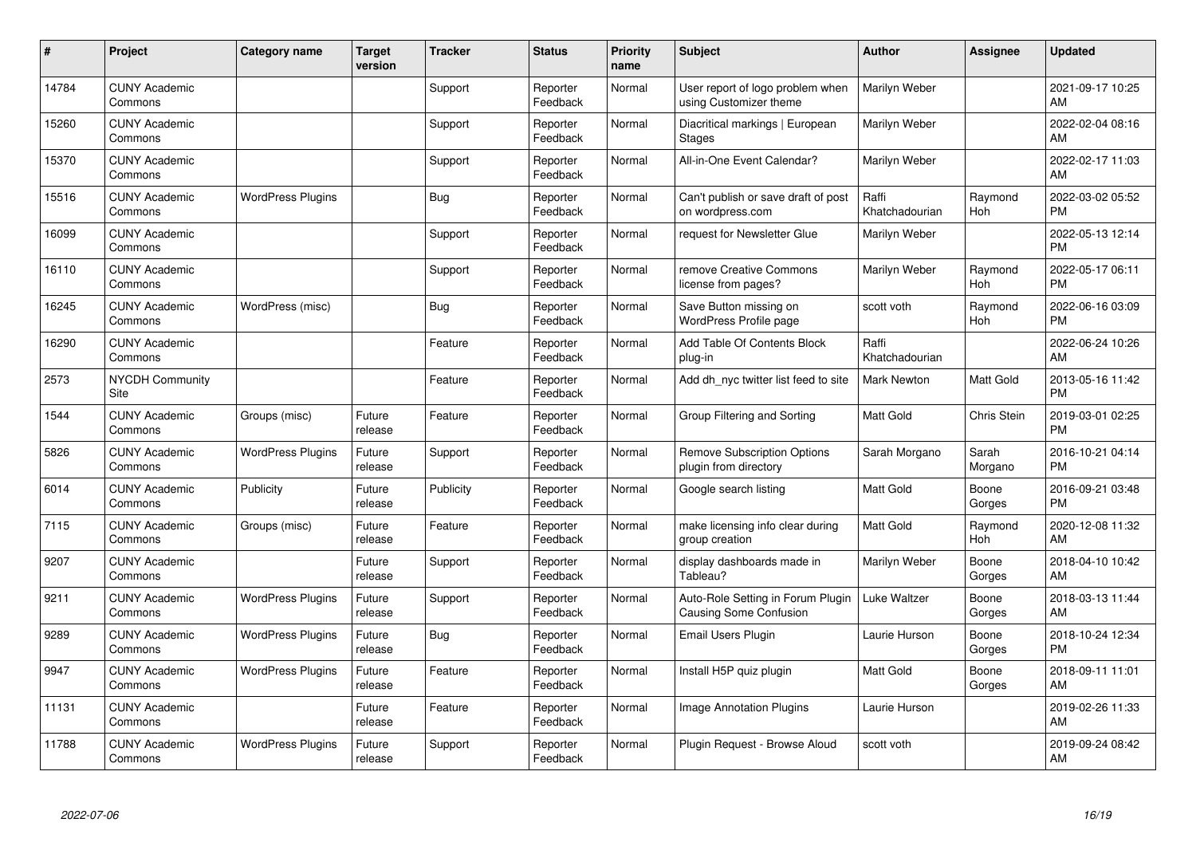| # | Project | Category name | Target version | Tracker | Status | Priority name | Subject | Author | Assignee | Updated |
|---|---|---|---|---|---|---|---|---|---|---|
| 14784 | CUNY Academic Commons | | | Support | Reporter Feedback | Normal | User report of logo problem when using Customizer theme | Marilyn Weber | | 2021-09-17 10:25 AM |
| 15260 | CUNY Academic Commons | | | Support | Reporter Feedback | Normal | Diacritical markings \| European Stages | Marilyn Weber | | 2022-02-04 08:16 AM |
| 15370 | CUNY Academic Commons | | | Support | Reporter Feedback | Normal | All-in-One Event Calendar? | Marilyn Weber | | 2022-02-17 11:03 AM |
| 15516 | CUNY Academic Commons | WordPress Plugins | | Bug | Reporter Feedback | Normal | Can't publish or save draft of post on wordpress.com | Raffi Khatchadourian | Raymond Hoh | 2022-03-02 05:52 PM |
| 16099 | CUNY Academic Commons | | | Support | Reporter Feedback | Normal | request for Newsletter Glue | Marilyn Weber | | 2022-05-13 12:14 PM |
| 16110 | CUNY Academic Commons | | | Support | Reporter Feedback | Normal | remove Creative Commons license from pages? | Marilyn Weber | Raymond Hoh | 2022-05-17 06:11 PM |
| 16245 | CUNY Academic Commons | WordPress (misc) | | Bug | Reporter Feedback | Normal | Save Button missing on WordPress Profile page | scott voth | Raymond Hoh | 2022-06-16 03:09 PM |
| 16290 | CUNY Academic Commons | | | Feature | Reporter Feedback | Normal | Add Table Of Contents Block plug-in | Raffi Khatchadourian | | 2022-06-24 10:26 AM |
| 2573 | NYCDH Community Site | | | Feature | Reporter Feedback | Normal | Add dh_nyc twitter list feed to site | Mark Newton | Matt Gold | 2013-05-16 11:42 PM |
| 1544 | CUNY Academic Commons | Groups (misc) | Future release | Feature | Reporter Feedback | Normal | Group Filtering and Sorting | Matt Gold | Chris Stein | 2019-03-01 02:25 PM |
| 5826 | CUNY Academic Commons | WordPress Plugins | Future release | Support | Reporter Feedback | Normal | Remove Subscription Options plugin from directory | Sarah Morgano | Sarah Morgano | 2016-10-21 04:14 PM |
| 6014 | CUNY Academic Commons | Publicity | Future release | Publicity | Reporter Feedback | Normal | Google search listing | Matt Gold | Boone Gorges | 2016-09-21 03:48 PM |
| 7115 | CUNY Academic Commons | Groups (misc) | Future release | Feature | Reporter Feedback | Normal | make licensing info clear during group creation | Matt Gold | Raymond Hoh | 2020-12-08 11:32 AM |
| 9207 | CUNY Academic Commons | | Future release | Support | Reporter Feedback | Normal | display dashboards made in Tableau? | Marilyn Weber | Boone Gorges | 2018-04-10 10:42 AM |
| 9211 | CUNY Academic Commons | WordPress Plugins | Future release | Support | Reporter Feedback | Normal | Auto-Role Setting in Forum Plugin Causing Some Confusion | Luke Waltzer | Boone Gorges | 2018-03-13 11:44 AM |
| 9289 | CUNY Academic Commons | WordPress Plugins | Future release | Bug | Reporter Feedback | Normal | Email Users Plugin | Laurie Hurson | Boone Gorges | 2018-10-24 12:34 PM |
| 9947 | CUNY Academic Commons | WordPress Plugins | Future release | Feature | Reporter Feedback | Normal | Install H5P quiz plugin | Matt Gold | Boone Gorges | 2018-09-11 11:01 AM |
| 11131 | CUNY Academic Commons | | Future release | Feature | Reporter Feedback | Normal | Image Annotation Plugins | Laurie Hurson | | 2019-02-26 11:33 AM |
| 11788 | CUNY Academic Commons | WordPress Plugins | Future release | Support | Reporter Feedback | Normal | Plugin Request - Browse Aloud | scott voth | | 2019-09-24 08:42 AM |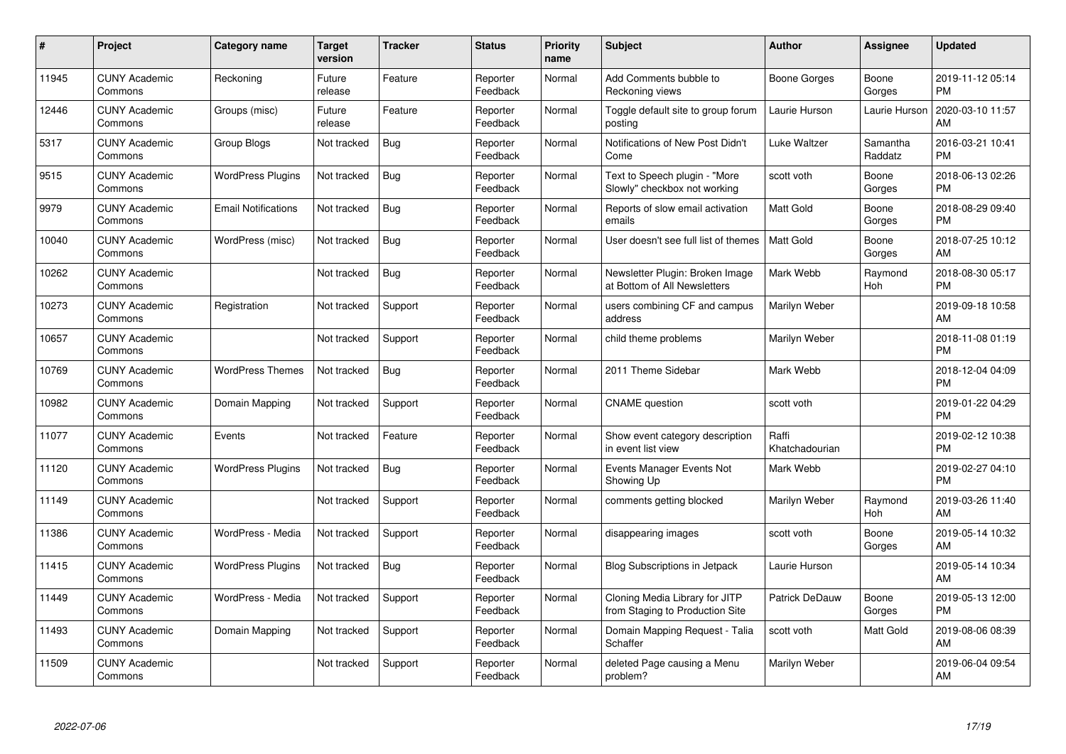| # | Project | Category name | Target version | Tracker | Status | Priority name | Subject | Author | Assignee | Updated |
|---|---|---|---|---|---|---|---|---|---|---|
| 11945 | CUNY Academic Commons | Reckoning | Future release | Feature | Reporter Feedback | Normal | Add Comments bubble to Reckoning views | Boone Gorges | Boone Gorges | 2019-11-12 05:14 PM |
| 12446 | CUNY Academic Commons | Groups (misc) | Future release | Feature | Reporter Feedback | Normal | Toggle default site to group forum posting | Laurie Hurson | Laurie Hurson | 2020-03-10 11:57 AM |
| 5317 | CUNY Academic Commons | Group Blogs | Not tracked | Bug | Reporter Feedback | Normal | Notifications of New Post Didn't Come | Luke Waltzer | Samantha Raddatz | 2016-03-21 10:41 PM |
| 9515 | CUNY Academic Commons | WordPress Plugins | Not tracked | Bug | Reporter Feedback | Normal | Text to Speech plugin - "More Slowly" checkbox not working | scott voth | Boone Gorges | 2018-06-13 02:26 PM |
| 9979 | CUNY Academic Commons | Email Notifications | Not tracked | Bug | Reporter Feedback | Normal | Reports of slow email activation emails | Matt Gold | Boone Gorges | 2018-08-29 09:40 PM |
| 10040 | CUNY Academic Commons | WordPress (misc) | Not tracked | Bug | Reporter Feedback | Normal | User doesn't see full list of themes | Matt Gold | Boone Gorges | 2018-07-25 10:12 AM |
| 10262 | CUNY Academic Commons | | Not tracked | Bug | Reporter Feedback | Normal | Newsletter Plugin: Broken Image at Bottom of All Newsletters | Mark Webb | Raymond Hoh | 2018-08-30 05:17 PM |
| 10273 | CUNY Academic Commons | Registration | Not tracked | Support | Reporter Feedback | Normal | users combining CF and campus address | Marilyn Weber | | 2019-09-18 10:58 AM |
| 10657 | CUNY Academic Commons | | Not tracked | Support | Reporter Feedback | Normal | child theme problems | Marilyn Weber | | 2018-11-08 01:19 PM |
| 10769 | CUNY Academic Commons | WordPress Themes | Not tracked | Bug | Reporter Feedback | Normal | 2011 Theme Sidebar | Mark Webb | | 2018-12-04 04:09 PM |
| 10982 | CUNY Academic Commons | Domain Mapping | Not tracked | Support | Reporter Feedback | Normal | CNAME question | scott voth | | 2019-01-22 04:29 PM |
| 11077 | CUNY Academic Commons | Events | Not tracked | Feature | Reporter Feedback | Normal | Show event category description in event list view | Raffi Khatchadourian | | 2019-02-12 10:38 PM |
| 11120 | CUNY Academic Commons | WordPress Plugins | Not tracked | Bug | Reporter Feedback | Normal | Events Manager Events Not Showing Up | Mark Webb | | 2019-02-27 04:10 PM |
| 11149 | CUNY Academic Commons | | Not tracked | Support | Reporter Feedback | Normal | comments getting blocked | Marilyn Weber | Raymond Hoh | 2019-03-26 11:40 AM |
| 11386 | CUNY Academic Commons | WordPress - Media | Not tracked | Support | Reporter Feedback | Normal | disappearing images | scott voth | Boone Gorges | 2019-05-14 10:32 AM |
| 11415 | CUNY Academic Commons | WordPress Plugins | Not tracked | Bug | Reporter Feedback | Normal | Blog Subscriptions in Jetpack | Laurie Hurson | | 2019-05-14 10:34 AM |
| 11449 | CUNY Academic Commons | WordPress - Media | Not tracked | Support | Reporter Feedback | Normal | Cloning Media Library for JITP from Staging to Production Site | Patrick DeDauw | Boone Gorges | 2019-05-13 12:00 PM |
| 11493 | CUNY Academic Commons | Domain Mapping | Not tracked | Support | Reporter Feedback | Normal | Domain Mapping Request - Talia Schaffer | scott voth | Matt Gold | 2019-08-06 08:39 AM |
| 11509 | CUNY Academic Commons | | Not tracked | Support | Reporter Feedback | Normal | deleted Page causing a Menu problem? | Marilyn Weber | | 2019-06-04 09:54 AM |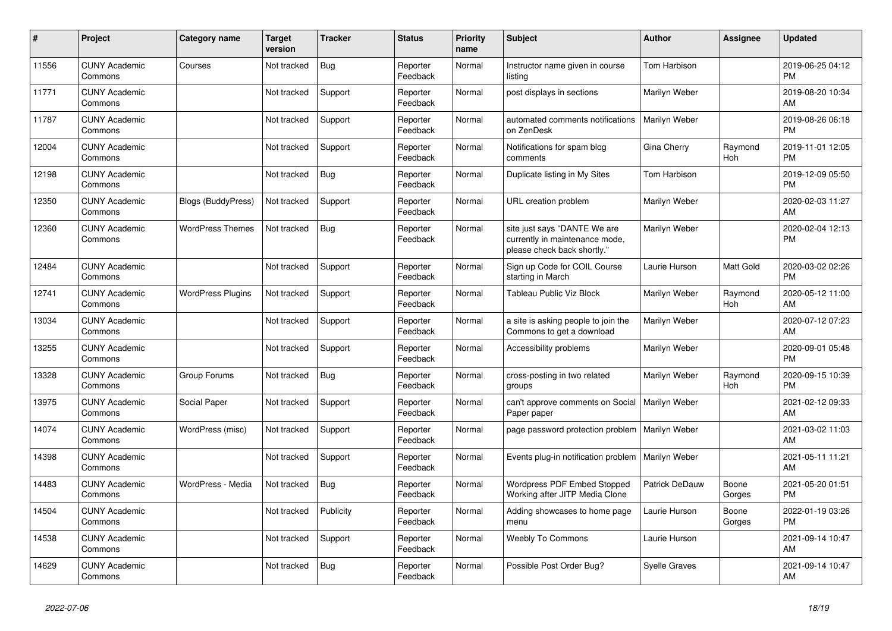| # | Project | Category name | Target version | Tracker | Status | Priority name | Subject | Author | Assignee | Updated |
|---|---|---|---|---|---|---|---|---|---|---|
| 11556 | CUNY Academic Commons | Courses | Not tracked | Bug | Reporter Feedback | Normal | Instructor name given in course listing | Tom Harbison | | 2019-06-25 04:12 PM |
| 11771 | CUNY Academic Commons | | Not tracked | Support | Reporter Feedback | Normal | post displays in sections | Marilyn Weber | | 2019-08-20 10:34 AM |
| 11787 | CUNY Academic Commons | | Not tracked | Support | Reporter Feedback | Normal | automated comments notifications on ZenDesk | Marilyn Weber | | 2019-08-26 06:18 PM |
| 12004 | CUNY Academic Commons | | Not tracked | Support | Reporter Feedback | Normal | Notifications for spam blog comments | Gina Cherry | Raymond Hoh | 2019-11-01 12:05 PM |
| 12198 | CUNY Academic Commons | | Not tracked | Bug | Reporter Feedback | Normal | Duplicate listing in My Sites | Tom Harbison | | 2019-12-09 05:50 PM |
| 12350 | CUNY Academic Commons | Blogs (BuddyPress) | Not tracked | Support | Reporter Feedback | Normal | URL creation problem | Marilyn Weber | | 2020-02-03 11:27 AM |
| 12360 | CUNY Academic Commons | WordPress Themes | Not tracked | Bug | Reporter Feedback | Normal | site just says "DANTE We are currently in maintenance mode, please check back shortly." | Marilyn Weber | | 2020-02-04 12:13 PM |
| 12484 | CUNY Academic Commons | | Not tracked | Support | Reporter Feedback | Normal | Sign up Code for COIL Course starting in March | Laurie Hurson | Matt Gold | 2020-03-02 02:26 PM |
| 12741 | CUNY Academic Commons | WordPress Plugins | Not tracked | Support | Reporter Feedback | Normal | Tableau Public Viz Block | Marilyn Weber | Raymond Hoh | 2020-05-12 11:00 AM |
| 13034 | CUNY Academic Commons | | Not tracked | Support | Reporter Feedback | Normal | a site is asking people to join the Commons to get a download | Marilyn Weber | | 2020-07-12 07:23 AM |
| 13255 | CUNY Academic Commons | | Not tracked | Support | Reporter Feedback | Normal | Accessibility problems | Marilyn Weber | | 2020-09-01 05:48 PM |
| 13328 | CUNY Academic Commons | Group Forums | Not tracked | Bug | Reporter Feedback | Normal | cross-posting in two related groups | Marilyn Weber | Raymond Hoh | 2020-09-15 10:39 PM |
| 13975 | CUNY Academic Commons | Social Paper | Not tracked | Support | Reporter Feedback | Normal | can't approve comments on Social Paper paper | Marilyn Weber | | 2021-02-12 09:33 AM |
| 14074 | CUNY Academic Commons | WordPress (misc) | Not tracked | Support | Reporter Feedback | Normal | page password protection problem | Marilyn Weber | | 2021-03-02 11:03 AM |
| 14398 | CUNY Academic Commons | | Not tracked | Support | Reporter Feedback | Normal | Events plug-in notification problem | Marilyn Weber | | 2021-05-11 11:21 AM |
| 14483 | CUNY Academic Commons | WordPress - Media | Not tracked | Bug | Reporter Feedback | Normal | Wordpress PDF Embed Stopped Working after JITP Media Clone | Patrick DeDauw | Boone Gorges | 2021-05-20 01:51 PM |
| 14504 | CUNY Academic Commons | | Not tracked | Publicity | Reporter Feedback | Normal | Adding showcases to home page menu | Laurie Hurson | Boone Gorges | 2022-01-19 03:26 PM |
| 14538 | CUNY Academic Commons | | Not tracked | Support | Reporter Feedback | Normal | Weebly To Commons | Laurie Hurson | | 2021-09-14 10:47 AM |
| 14629 | CUNY Academic Commons | | Not tracked | Bug | Reporter Feedback | Normal | Possible Post Order Bug? | Syelle Graves | | 2021-09-14 10:47 AM |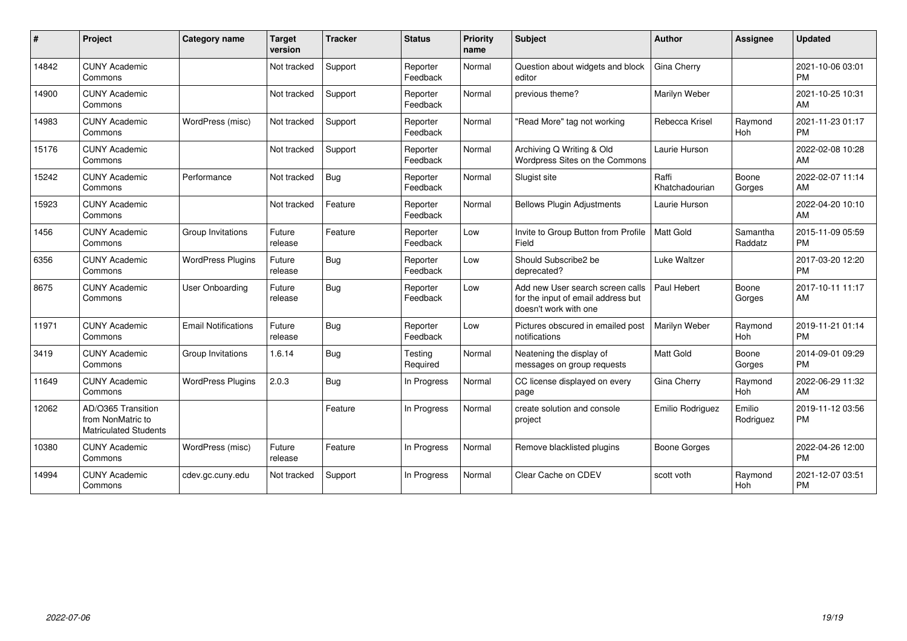| # | Project | Category name | Target version | Tracker | Status | Priority name | Subject | Author | Assignee | Updated |
|---|---|---|---|---|---|---|---|---|---|---|
| 14842 | CUNY Academic Commons | | Not tracked | Support | Reporter Feedback | Normal | Question about widgets and block editor | Gina Cherry | | 2021-10-06 03:01 PM |
| 14900 | CUNY Academic Commons | | Not tracked | Support | Reporter Feedback | Normal | previous theme? | Marilyn Weber | | 2021-10-25 10:31 AM |
| 14983 | CUNY Academic Commons | WordPress (misc) | Not tracked | Support | Reporter Feedback | Normal | "Read More" tag not working | Rebecca Krisel | Raymond Hoh | 2021-11-23 01:17 PM |
| 15176 | CUNY Academic Commons | | Not tracked | Support | Reporter Feedback | Normal | Archiving Q Writing & Old Wordpress Sites on the Commons | Laurie Hurson | | 2022-02-08 10:28 AM |
| 15242 | CUNY Academic Commons | Performance | Not tracked | Bug | Reporter Feedback | Normal | Slugist site | Raffi Khatchadourian | Boone Gorges | 2022-02-07 11:14 AM |
| 15923 | CUNY Academic Commons | | Not tracked | Feature | Reporter Feedback | Normal | Bellows Plugin Adjustments | Laurie Hurson | | 2022-04-20 10:10 AM |
| 1456 | CUNY Academic Commons | Group Invitations | Future release | Feature | Reporter Feedback | Low | Invite to Group Button from Profile Field | Matt Gold | Samantha Raddatz | 2015-11-09 05:59 PM |
| 6356 | CUNY Academic Commons | WordPress Plugins | Future release | Bug | Reporter Feedback | Low | Should Subscribe2 be deprecated? | Luke Waltzer | | 2017-03-20 12:20 PM |
| 8675 | CUNY Academic Commons | User Onboarding | Future release | Bug | Reporter Feedback | Low | Add new User search screen calls for the input of email address but doesn't work with one | Paul Hebert | Boone Gorges | 2017-10-11 11:17 AM |
| 11971 | CUNY Academic Commons | Email Notifications | Future release | Bug | Reporter Feedback | Low | Pictures obscured in emailed post notifications | Marilyn Weber | Raymond Hoh | 2019-11-21 01:14 PM |
| 3419 | CUNY Academic Commons | Group Invitations | 1.6.14 | Bug | Testing Required | Normal | Neatening the display of messages on group requests | Matt Gold | Boone Gorges | 2014-09-01 09:29 PM |
| 11649 | CUNY Academic Commons | WordPress Plugins | 2.0.3 | Bug | In Progress | Normal | CC license displayed on every page | Gina Cherry | Raymond Hoh | 2022-06-29 11:32 AM |
| 12062 | AD/O365 Transition from NonMatric to Matriculated Students | | | Feature | In Progress | Normal | create solution and console project | Emilio Rodriguez | Emilio Rodriguez | 2019-11-12 03:56 PM |
| 10380 | CUNY Academic Commons | WordPress (misc) | Future release | Feature | In Progress | Normal | Remove blacklisted plugins | Boone Gorges | | 2022-04-26 12:00 PM |
| 14994 | CUNY Academic Commons | cdev.gc.cuny.edu | Not tracked | Support | In Progress | Normal | Clear Cache on CDEV | scott voth | Raymond Hoh | 2021-12-07 03:51 PM |